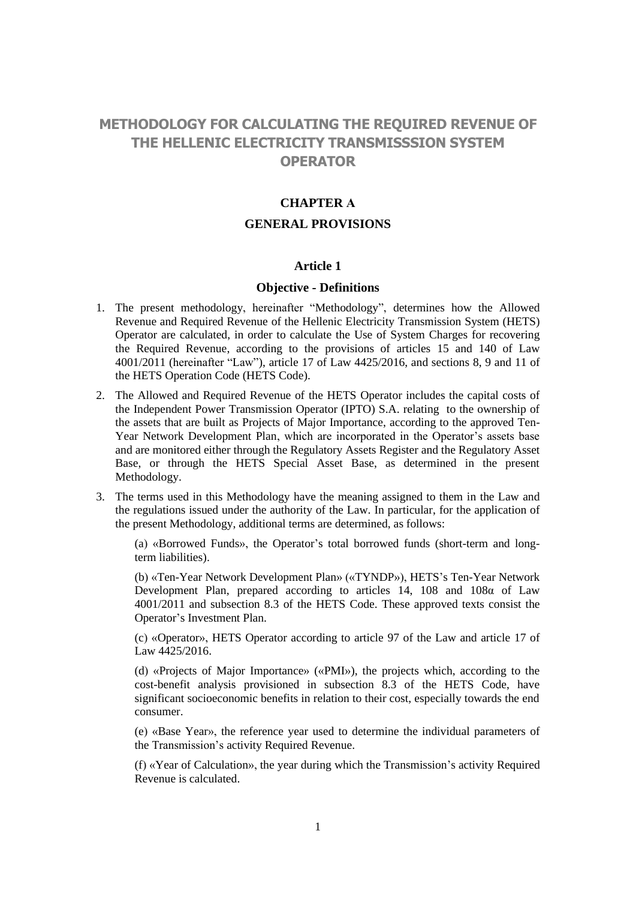# METHODOLOGY FOR CALCULATING THE REQUIRED REVENUE OF THE HELLENIC ELECTRICITY TRANSMISSSION SYSTEM OPERATOR

## CHAPTER A

## GENERAL PROVISIONS

### Article 1

### Objective - Definitions

1. The present methodology, hereinafter "Methodology", determines how the Allowed Revenue and Required Revenue of the Hellenic Electricity Transmission System (HETS) Operator are calculated, in order to calculate the Use of System Charges for recovering the Required Revenue, according to the provisions of articles 15 and 140 of Law 4001/2011 (hereinafter "Law"), article 17 of Law 4425/2016, and sections 8, 9 and 11 of the HETS Operation Code (HETS Code).

2. The Allowed and Required Revenue of the HETS Operator includes the capital costs of the Independent Power Transmission Operator (IPTO) S.A. relating to the ownership of the assets that are built as Projects of Major Importance, according to the approved Ten-Year Network Development Plan, which are incorporated in the Operator's assets base and are monitored either through the Regulatory Assets Register and the Regulatory Asset Base, or through the HETS Special Asset Base, as determined in the present Methodology.

3. The terms used in this Methodology have the meaning assigned to them in the Law and the regulations issued under the authority of the Law. In particular, for the application of the present Methodology, additional terms are determined, as follows:

   (a) «Borrowed Funds», the Operator's total borrowed funds (short-term and long-term liabilities).

   (b) «Ten-Year Network Development Plan» («TYNDP»), HETS's Ten-Year Network Development Plan, prepared according to articles 14, 108 and 108α of Law 4001/2011 and subsection 8.3 of the HETS Code. These approved texts consist the Operator's Investment Plan.

   (c) «Operator», HETS Operator according to article 97 of the Law and article 17 of Law 4425/2016.

   (d) «Projects of Major Importance» («PMI»), the projects which, according to the cost-benefit analysis provisioned in subsection 8.3 of the HETS Code, have significant socioeconomic benefits in relation to their cost, especially towards the end consumer.

   (e) «Base Year», the reference year used to determine the individual parameters of the Transmission's activity Required Revenue.

   (f) «Year of Calculation», the year during which the Transmission's activity Required Revenue is calculated.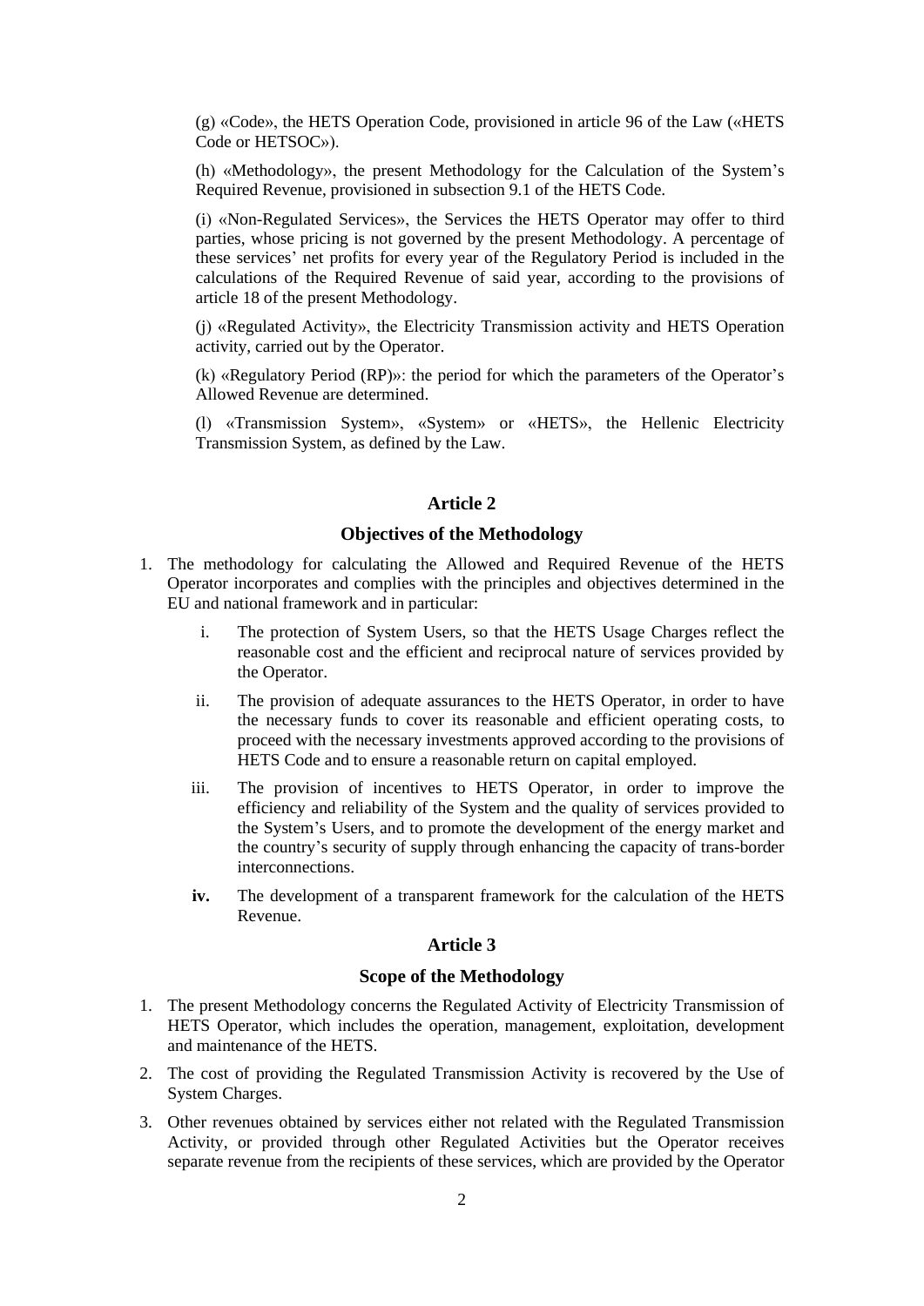(g) «Code», the HETS Operation Code, provisioned in article 96 of the Law («HETS Code or HETSOC»).

(h) «Methodology», the present Methodology for the Calculation of the System's Required Revenue, provisioned in subsection 9.1 of the HETS Code.

(i) «Non-Regulated Services», the Services the HETS Operator may offer to third parties, whose pricing is not governed by the present Methodology. A percentage of these services' net profits for every year of the Regulatory Period is included in the calculations of the Required Revenue of said year, according to the provisions of article 18 of the present Methodology.

(j) «Regulated Activity», the Electricity Transmission activity and HETS Operation activity, carried out by the Operator.

(k) «Regulatory Period (RP)»: the period for which the parameters of the Operator's Allowed Revenue are determined.

(l) «Transmission System», «System» or «HETS», the Hellenic Electricity Transmission System, as defined by the Law.

## Article 2

## Objectives of the Methodology

1. The methodology for calculating the Allowed and Required Revenue of the HETS Operator incorporates and complies with the principles and objectives determined in the EU and national framework and in particular:

   i. The protection of System Users, so that the HETS Usage Charges reflect the reasonable cost and the efficient and reciprocal nature of services provided by the Operator.

   ii. The provision of adequate assurances to the HETS Operator, in order to have the necessary funds to cover its reasonable and efficient operating costs, to proceed with the necessary investments approved according to the provisions of HETS Code and to ensure a reasonable return on capital employed.

   iii. The provision of incentives to HETS Operator, in order to improve the efficiency and reliability of the System and the quality of services provided to the System's Users, and to promote the development of the energy market and the country's security of supply through enhancing the capacity of trans-border interconnections.

   **iv.** The development of a transparent framework for the calculation of the HETS Revenue.

## Article 3

## Scope of the Methodology

1. The present Methodology concerns the Regulated Activity of Electricity Transmission of HETS Operator, which includes the operation, management, exploitation, development and maintenance of the HETS.
2. The cost of providing the Regulated Transmission Activity is recovered by the Use of System Charges.
3. Other revenues obtained by services either not related with the Regulated Transmission Activity, or provided through other Regulated Activities but the Operator receives separate revenue from the recipients of these services, which are provided by the Operator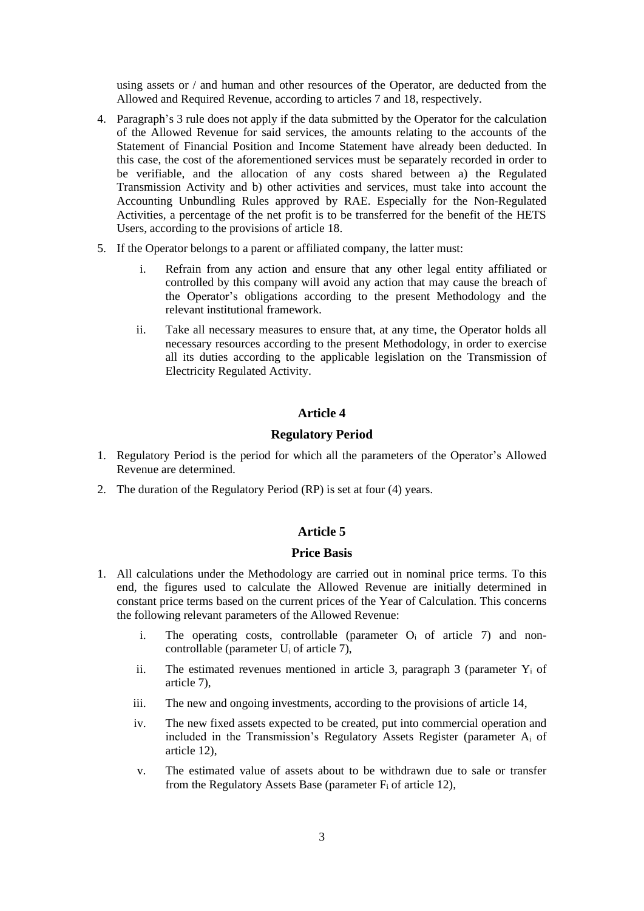using assets or / and human and other resources of the Operator, are deducted from the Allowed and Required Revenue, according to articles 7 and 18, respectively.

4. Paragraph's 3 rule does not apply if the data submitted by the Operator for the calculation of the Allowed Revenue for said services, the amounts relating to the accounts of the Statement of Financial Position and Income Statement have already been deducted. In this case, the cost of the aforementioned services must be separately recorded in order to be verifiable, and the allocation of any costs shared between a) the Regulated Transmission Activity and b) other activities and services, must take into account the Accounting Unbundling Rules approved by RAE. Especially for the Non-Regulated Activities, a percentage of the net profit is to be transferred for the benefit of the HETS Users, according to the provisions of article 18.

5. If the Operator belongs to a parent or affiliated company, the latter must:

   i. Refrain from any action and ensure that any other legal entity affiliated or controlled by this company will avoid any action that may cause the breach of the Operator's obligations according to the present Methodology and the relevant institutional framework.

   ii. Take all necessary measures to ensure that, at any time, the Operator holds all necessary resources according to the present Methodology, in order to exercise all its duties according to the applicable legislation on the Transmission of Electricity Regulated Activity.

## Article 4

## Regulatory Period

1. Regulatory Period is the period for which all the parameters of the Operator's Allowed Revenue are determined.
2. The duration of the Regulatory Period (RP) is set at four (4) years.

## Article 5

## Price Basis

1. All calculations under the Methodology are carried out in nominal price terms. To this end, the figures used to calculate the Allowed Revenue are initially determined in constant price terms based on the current prices of the Year of Calculation. This concerns the following relevant parameters of the Allowed Revenue:

   i. The operating costs, controllable (parameter $O_i$ of article 7) and non-controllable (parameter $U_i$ of article 7),

   ii. The estimated revenues mentioned in article 3, paragraph 3 (parameter $Y_i$ of article 7),

   iii. The new and ongoing investments, according to the provisions of article 14,

   iv. The new fixed assets expected to be created, put into commercial operation and included in the Transmission's Regulatory Assets Register (parameter $A_i$ of article 12),

   v. The estimated value of assets about to be withdrawn due to sale or transfer from the Regulatory Assets Base (parameter $F_i$ of article 12),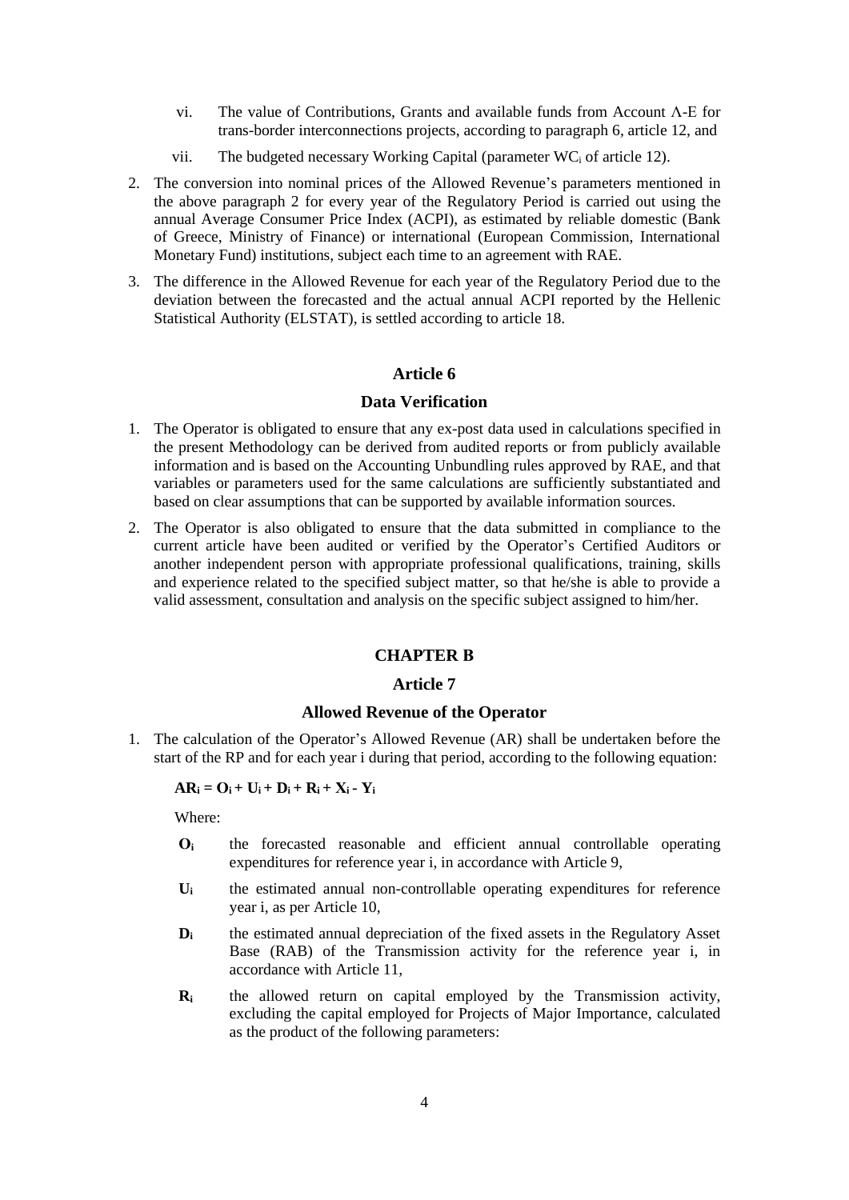vi. The value of Contributions, Grants and available funds from Account Λ-Ε for trans-border interconnections projects, according to paragraph 6, article 12, and

vii. The budgeted necessary Working Capital (parameter $WC_i$ of article 12).

2. The conversion into nominal prices of the Allowed Revenue's parameters mentioned in the above paragraph 2 for every year of the Regulatory Period is carried out using the annual Average Consumer Price Index (ACPI), as estimated by reliable domestic (Bank of Greece, Ministry of Finance) or international (European Commission, International Monetary Fund) institutions, subject each time to an agreement with RAE.

3. The difference in the Allowed Revenue for each year of the Regulatory Period due to the deviation between the forecasted and the actual annual ACPI reported by the Hellenic Statistical Authority (ELSTAT), is settled according to article 18.

## Article 6

## Data Verification

1. The Operator is obligated to ensure that any ex-post data used in calculations specified in the present Methodology can be derived from audited reports or from publicly available information and is based on the Accounting Unbundling rules approved by RAE, and that variables or parameters used for the same calculations are sufficiently substantiated and based on clear assumptions that can be supported by available information sources.

2. The Operator is also obligated to ensure that the data submitted in compliance to the current article have been audited or verified by the Operator's Certified Auditors or another independent person with appropriate professional qualifications, training, skills and experience related to the specified subject matter, so that he/she is able to provide a valid assessment, consultation and analysis on the specific subject assigned to him/her.

# CHAPTER B

## Article 7

## Allowed Revenue of the Operator

1. The calculation of the Operator's Allowed Revenue (AR) shall be undertaken before the start of the RP and for each year i during that period, according to the following equation:

$$\mathbf{AR_i = O_i + U_i + D_i + R_i + X_i - Y_i}$$

Where:

- $\mathbf{O_i}$ the forecasted reasonable and efficient annual controllable operating expenditures for reference year i, in accordance with Article 9,
- $\mathbf{U_i}$ the estimated annual non-controllable operating expenditures for reference year i, as per Article 10,
- $\mathbf{D_i}$ the estimated annual depreciation of the fixed assets in the Regulatory Asset Base (RAB) of the Transmission activity for the reference year i, in accordance with Article 11,
- $\mathbf{R_i}$ the allowed return on capital employed by the Transmission activity, excluding the capital employed for Projects of Major Importance, calculated as the product of the following parameters: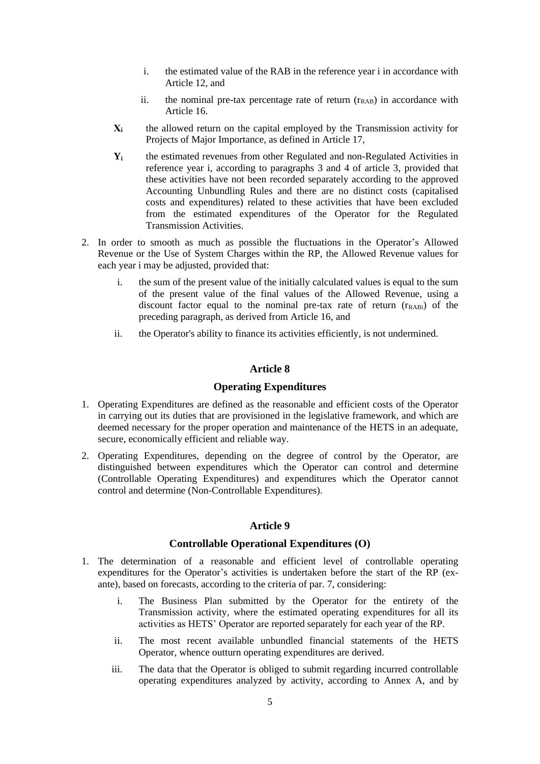i. the estimated value of the RAB in the reference year i in accordance with Article 12, and

ii. the nominal pre-tax percentage rate of return ($r_{RAB}$) in accordance with Article 16.

**$X_i$** the allowed return on the capital employed by the Transmission activity for Projects of Major Importance, as defined in Article 17,

**$Y_i$** the estimated revenues from other Regulated and non-Regulated Activities in reference year i, according to paragraphs 3 and 4 of article 3, provided that these activities have not been recorded separately according to the approved Accounting Unbundling Rules and there are no distinct costs (capitalised costs and expenditures) related to these activities that have been excluded from the estimated expenditures of the Operator for the Regulated Transmission Activities.

2. In order to smooth as much as possible the fluctuations in the Operator's Allowed Revenue or the Use of System Charges within the RP, the Allowed Revenue values for each year i may be adjusted, provided that:

   i. the sum of the present value of the initially calculated values is equal to the sum of the present value of the final values of the Allowed Revenue, using a discount factor equal to the nominal pre-tax rate of return ($r_{RABi}$) of the preceding paragraph, as derived from Article 16, and

   ii. the Operator's ability to finance its activities efficiently, is not undermined.

## Article 8

### Operating Expenditures

1. Operating Expenditures are defined as the reasonable and efficient costs of the Operator in carrying out its duties that are provisioned in the legislative framework, and which are deemed necessary for the proper operation and maintenance of the HETS in an adequate, secure, economically efficient and reliable way.

2. Operating Expenditures, depending on the degree of control by the Operator, are distinguished between expenditures which the Operator can control and determine (Controllable Operating Expenditures) and expenditures which the Operator cannot control and determine (Non-Controllable Expenditures).

## Article 9

### Controllable Operational Expenditures (O)

1. The determination of a reasonable and efficient level of controllable operating expenditures for the Operator's activities is undertaken before the start of the RP (ex-ante), based on forecasts, according to the criteria of par. 7, considering:

   i. The Business Plan submitted by the Operator for the entirety of the Transmission activity, where the estimated operating expenditures for all its activities as HETS' Operator are reported separately for each year of the RP.

   ii. The most recent available unbundled financial statements of the HETS Operator, whence outturn operating expenditures are derived.

   iii. The data that the Operator is obliged to submit regarding incurred controllable operating expenditures analyzed by activity, according to Annex A, and by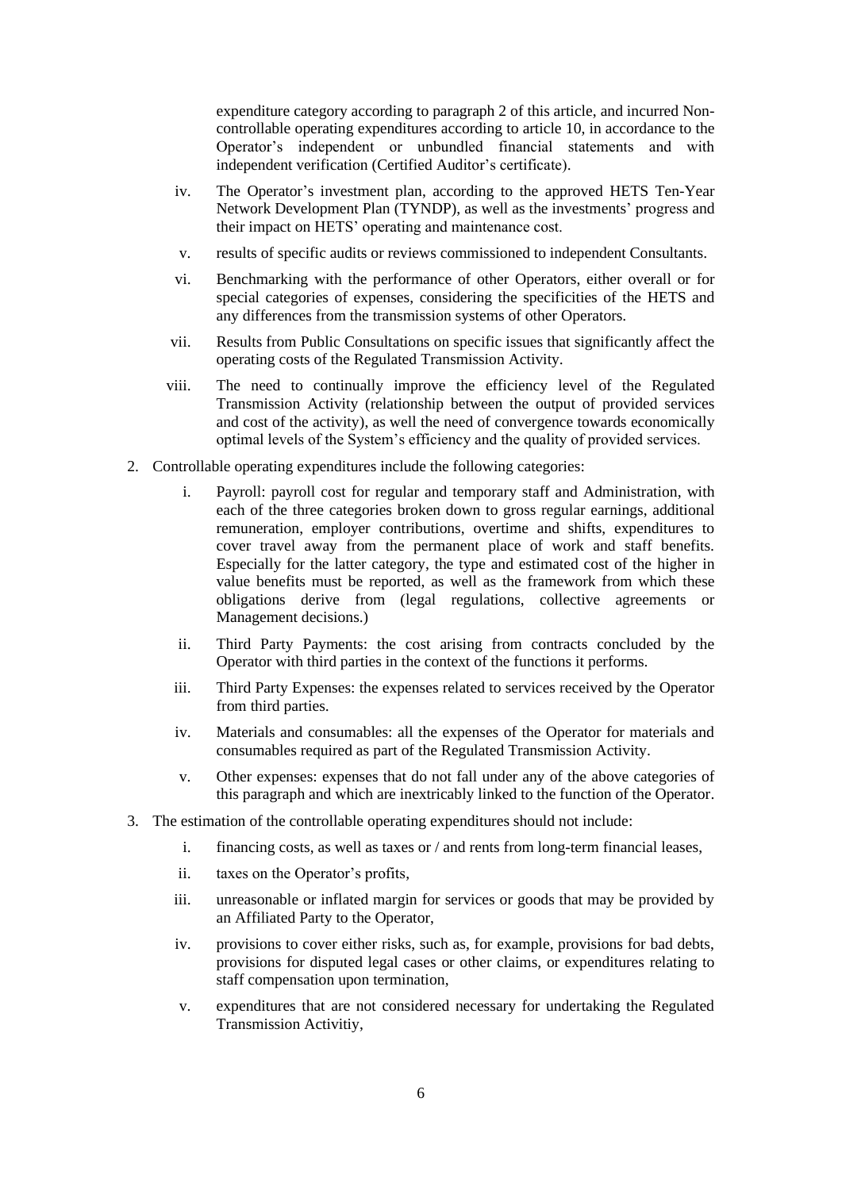expenditure category according to paragraph 2 of this article, and incurred Non-controllable operating expenditures according to article 10, in accordance to the Operator's independent or unbundled financial statements and with independent verification (Certified Auditor's certificate).

iv. The Operator's investment plan, according to the approved HETS Ten-Year Network Development Plan (TYNDP), as well as the investments' progress and their impact on HETS' operating and maintenance cost.

v. results of specific audits or reviews commissioned to independent Consultants.

vi. Benchmarking with the performance of other Operators, either overall or for special categories of expenses, considering the specificities of the HETS and any differences from the transmission systems of other Operators.

vii. Results from Public Consultations on specific issues that significantly affect the operating costs of the Regulated Transmission Activity.

viii. The need to continually improve the efficiency level of the Regulated Transmission Activity (relationship between the output of provided services and cost of the activity), as well the need of convergence towards economically optimal levels of the System's efficiency and the quality of provided services.

2. Controllable operating expenditures include the following categories:

   i. Payroll: payroll cost for regular and temporary staff and Administration, with each of the three categories broken down to gross regular earnings, additional remuneration, employer contributions, overtime and shifts, expenditures to cover travel away from the permanent place of work and staff benefits. Especially for the latter category, the type and estimated cost of the higher in value benefits must be reported, as well as the framework from which these obligations derive from (legal regulations, collective agreements or Management decisions.)

   ii. Third Party Payments: the cost arising from contracts concluded by the Operator with third parties in the context of the functions it performs.

   iii. Third Party Expenses: the expenses related to services received by the Operator from third parties.

   iv. Materials and consumables: all the expenses of the Operator for materials and consumables required as part of the Regulated Transmission Activity.

   v. Other expenses: expenses that do not fall under any of the above categories of this paragraph and which are inextricably linked to the function of the Operator.

3. The estimation of the controllable operating expenditures should not include:

   i. financing costs, as well as taxes or / and rents from long-term financial leases,

   ii. taxes on the Operator's profits,

   iii. unreasonable or inflated margin for services or goods that may be provided by an Affiliated Party to the Operator,

   iv. provisions to cover either risks, such as, for example, provisions for bad debts, provisions for disputed legal cases or other claims, or expenditures relating to staff compensation upon termination,

   v. expenditures that are not considered necessary for undertaking the Regulated Transmission Activitiy,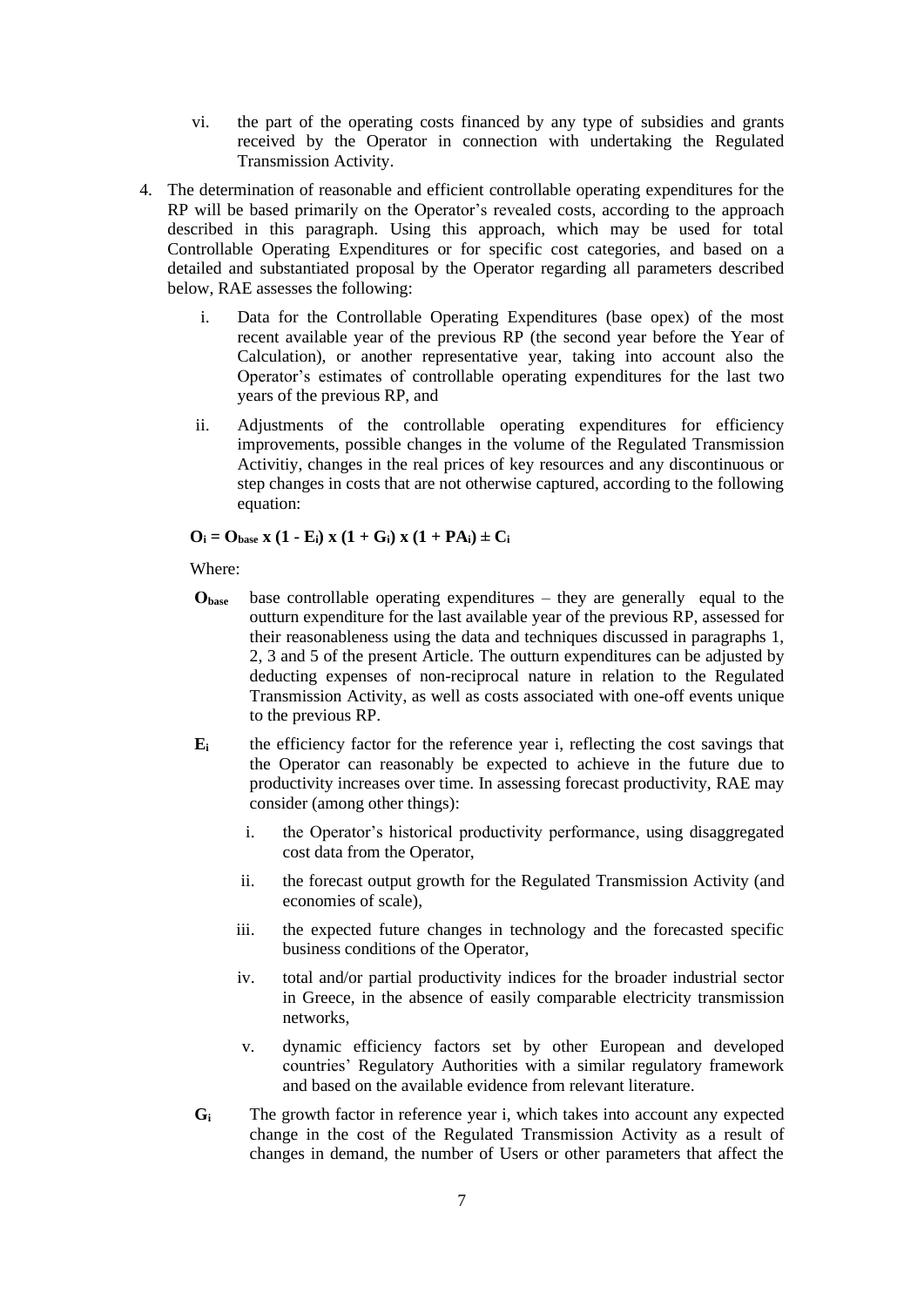vi. the part of the operating costs financed by any type of subsidies and grants received by the Operator in connection with undertaking the Regulated Transmission Activity.

4. The determination of reasonable and efficient controllable operating expenditures for the RP will be based primarily on the Operator's revealed costs, according to the approach described in this paragraph. Using this approach, which may be used for total Controllable Operating Expenditures or for specific cost categories, and based on a detailed and substantiated proposal by the Operator regarding all parameters described below, RAE assesses the following:

   i. Data for the Controllable Operating Expenditures (base opex) of the most recent available year of the previous RP (the second year before the Year of Calculation), or another representative year, taking into account also the Operator's estimates of controllable operating expenditures for the last two years of the previous RP, and

   ii. Adjustments of the controllable operating expenditures for efficiency improvements, possible changes in the volume of the Regulated Transmission Activitiy, changes in the real prices of key resources and any discontinuous or step changes in costs that are not otherwise captured, according to the following equation:

$$O_i = O_{base} \times (1 - E_i) \times (1 + G_i) \times (1 + PA_i) \pm C_i$$

Where:

**$O_{base}$** base controllable operating expenditures – they are generally equal to the outturn expenditure for the last available year of the previous RP, assessed for their reasonableness using the data and techniques discussed in paragraphs 1, 2, 3 and 5 of the present Article. The outturn expenditures can be adjusted by deducting expenses of non-reciprocal nature in relation to the Regulated Transmission Activity, as well as costs associated with one-off events unique to the previous RP.

**$E_i$** the efficiency factor for the reference year i, reflecting the cost savings that the Operator can reasonably be expected to achieve in the future due to productivity increases over time. In assessing forecast productivity, RAE may consider (among other things):

   i. the Operator's historical productivity performance, using disaggregated cost data from the Operator,

   ii. the forecast output growth for the Regulated Transmission Activity (and economies of scale),

   iii. the expected future changes in technology and the forecasted specific business conditions of the Operator,

   iv. total and/or partial productivity indices for the broader industrial sector in Greece, in the absence of easily comparable electricity transmission networks,

   v. dynamic efficiency factors set by other European and developed countries' Regulatory Authorities with a similar regulatory framework and based on the available evidence from relevant literature.

**$G_i$** The growth factor in reference year i, which takes into account any expected change in the cost of the Regulated Transmission Activity as a result of changes in demand, the number of Users or other parameters that affect the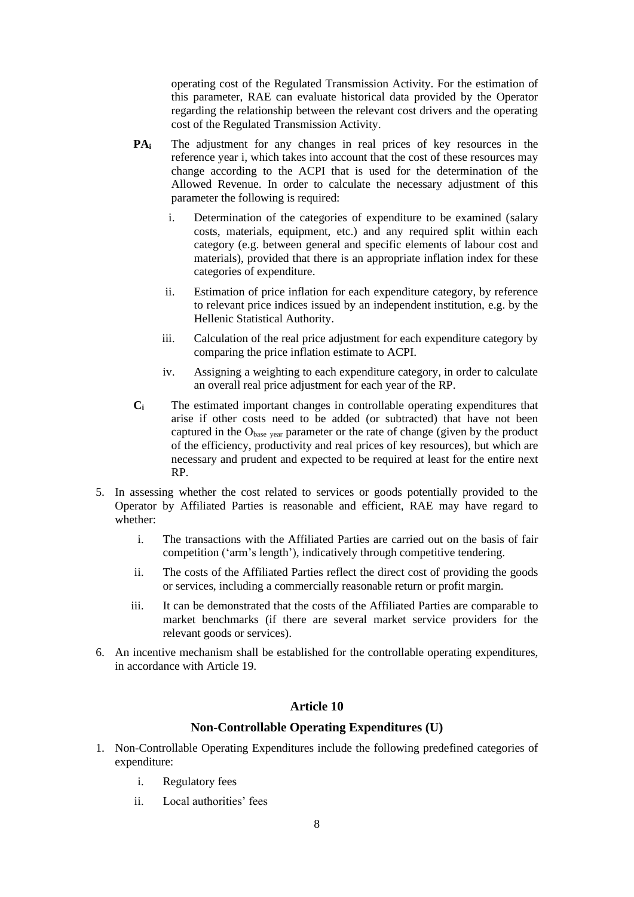operating cost of the Regulated Transmission Activity. For the estimation of this parameter, RAE can evaluate historical data provided by the Operator regarding the relationship between the relevant cost drivers and the operating cost of the Regulated Transmission Activity.

**$PA_i$** The adjustment for any changes in real prices of key resources in the reference year i, which takes into account that the cost of these resources may change according to the ACPI that is used for the determination of the Allowed Revenue. In order to calculate the necessary adjustment of this parameter the following is required:

i. Determination of the categories of expenditure to be examined (salary costs, materials, equipment, etc.) and any required split within each category (e.g. between general and specific elements of labour cost and materials), provided that there is an appropriate inflation index for these categories of expenditure.

ii. Estimation of price inflation for each expenditure category, by reference to relevant price indices issued by an independent institution, e.g. by the Hellenic Statistical Authority.

iii. Calculation of the real price adjustment for each expenditure category by comparing the price inflation estimate to ACPI.

iv. Assigning a weighting to each expenditure category, in order to calculate an overall real price adjustment for each year of the RP.

**$C_i$** The estimated important changes in controllable operating expenditures that arise if other costs need to be added (or subtracted) that have not been captured in the $O_{base\ year}$ parameter or the rate of change (given by the product of the efficiency, productivity and real prices of key resources), but which are necessary and prudent and expected to be required at least for the entire next RP.

5. In assessing whether the cost related to services or goods potentially provided to the Operator by Affiliated Parties is reasonable and efficient, RAE may have regard to whether:

   i. The transactions with the Affiliated Parties are carried out on the basis of fair competition ('arm's length'), indicatively through competitive tendering.

   ii. The costs of the Affiliated Parties reflect the direct cost of providing the goods or services, including a commercially reasonable return or profit margin.

   iii. It can be demonstrated that the costs of the Affiliated Parties are comparable to market benchmarks (if there are several market service providers for the relevant goods or services).

6. An incentive mechanism shall be established for the controllable operating expenditures, in accordance with Article 19.

## Article 10

## Non-Controllable Operating Expenditures (U)

1. Non-Controllable Operating Expenditures include the following predefined categories of expenditure:

   i. Regulatory fees

   ii. Local authorities' fees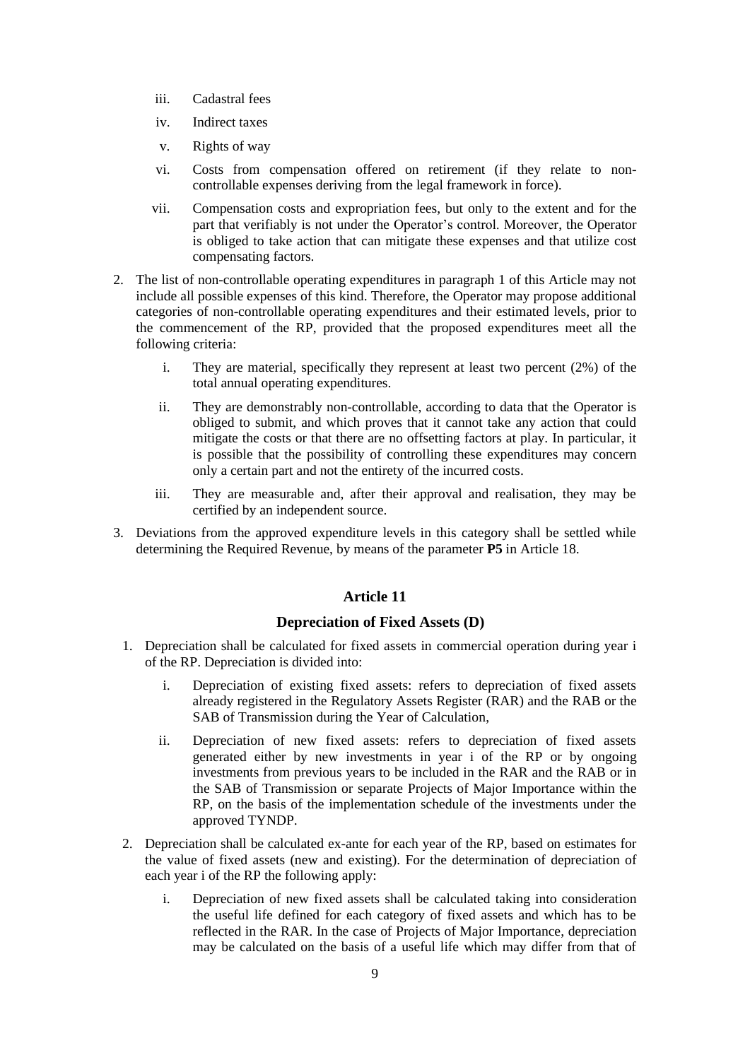iii. Cadastral fees

iv. Indirect taxes

v. Rights of way

vi. Costs from compensation offered on retirement (if they relate to non-controllable expenses deriving from the legal framework in force).

vii. Compensation costs and expropriation fees, but only to the extent and for the part that verifiably is not under the Operator's control. Moreover, the Operator is obliged to take action that can mitigate these expenses and that utilize cost compensating factors.

2. The list of non-controllable operating expenditures in paragraph 1 of this Article may not include all possible expenses of this kind. Therefore, the Operator may propose additional categories of non-controllable operating expenditures and their estimated levels, prior to the commencement of the RP, provided that the proposed expenditures meet all the following criteria:

   i. They are material, specifically they represent at least two percent (2%) of the total annual operating expenditures.

   ii. They are demonstrably non-controllable, according to data that the Operator is obliged to submit, and which proves that it cannot take any action that could mitigate the costs or that there are no offsetting factors at play. In particular, it is possible that the possibility of controlling these expenditures may concern only a certain part and not the entirety of the incurred costs.

   iii. They are measurable and, after their approval and realisation, they may be certified by an independent source.

3. Deviations from the approved expenditure levels in this category shall be settled while determining the Required Revenue, by means of the parameter **P5** in Article 18.

## Article 11

### Depreciation of Fixed Assets (D)

1. Depreciation shall be calculated for fixed assets in commercial operation during year i of the RP. Depreciation is divided into:

   i. Depreciation of existing fixed assets: refers to depreciation of fixed assets already registered in the Regulatory Assets Register (RAR) and the RAB or the SAB of Transmission during the Year of Calculation,

   ii. Depreciation of new fixed assets: refers to depreciation of fixed assets generated either by new investments in year i of the RP or by ongoing investments from previous years to be included in the RAR and the RAB or in the SAB of Transmission or separate Projects of Major Importance within the RP, on the basis of the implementation schedule of the investments under the approved TYNDP.

2. Depreciation shall be calculated ex-ante for each year of the RP, based on estimates for the value of fixed assets (new and existing). For the determination of depreciation of each year i of the RP the following apply:

   i. Depreciation of new fixed assets shall be calculated taking into consideration the useful life defined for each category of fixed assets and which has to be reflected in the RAR. In the case of Projects of Major Importance, depreciation may be calculated on the basis of a useful life which may differ from that of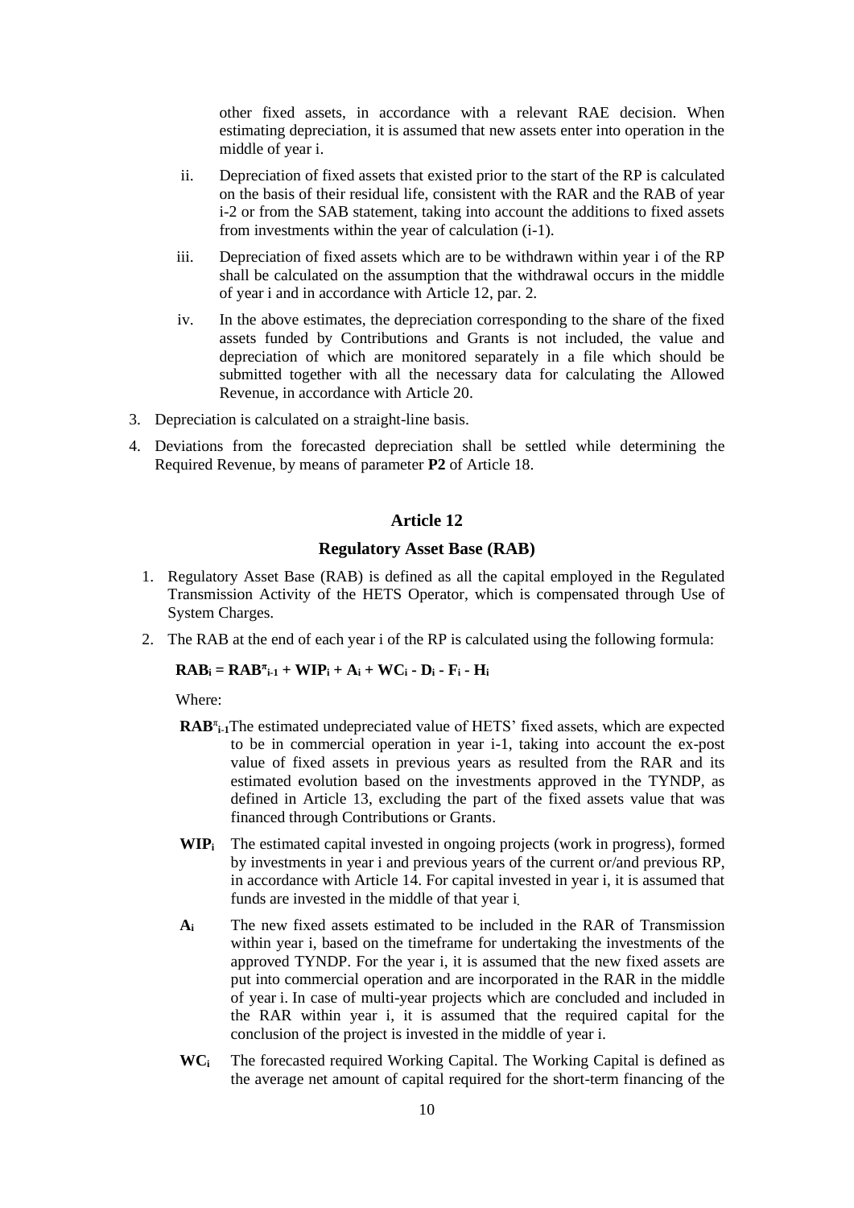other fixed assets, in accordance with a relevant RAE decision. When estimating depreciation, it is assumed that new assets enter into operation in the middle of year i.

ii. Depreciation of fixed assets that existed prior to the start of the RP is calculated on the basis of their residual life, consistent with the RAR and the RAB of year i-2 or from the SAB statement, taking into account the additions to fixed assets from investments within the year of calculation (i-1).

iii. Depreciation of fixed assets which are to be withdrawn within year i of the RP shall be calculated on the assumption that the withdrawal occurs in the middle of year i and in accordance with Article 12, par. 2.

iv. In the above estimates, the depreciation corresponding to the share of the fixed assets funded by Contributions and Grants is not included, the value and depreciation of which are monitored separately in a file which should be submitted together with all the necessary data for calculating the Allowed Revenue, in accordance with Article 20.

3. Depreciation is calculated on a straight-line basis.

4. Deviations from the forecasted depreciation shall be settled while determining the Required Revenue, by means of parameter **P2** of Article 18.

## Article 12

### Regulatory Asset Base (RAB)

1. Regulatory Asset Base (RAB) is defined as all the capital employed in the Regulated Transmission Activity of the HETS Operator, which is compensated through Use of System Charges.

2. The RAB at the end of each year i of the RP is calculated using the following formula:

$$\mathbf{RAB_i = RAB^{\pi}_{i-1} + WIP_i + A_i + WC_i - D_i - F_i - H_i}$$

Where:

**$RAB^{\pi}_{i-1}$** The estimated undepreciated value of HETS' fixed assets, which are expected to be in commercial operation in year i-1, taking into account the ex-post value of fixed assets in previous years as resulted from the RAR and its estimated evolution based on the investments approved in the TYNDP, as defined in Article 13, excluding the part of the fixed assets value that was financed through Contributions or Grants.

**$WIP_i$** The estimated capital invested in ongoing projects (work in progress), formed by investments in year i and previous years of the current or/and previous RP, in accordance with Article 14. For capital invested in year i, it is assumed that funds are invested in the middle of that year i.

**$A_i$** The new fixed assets estimated to be included in the RAR of Transmission within year i, based on the timeframe for undertaking the investments of the approved TYNDP. For the year i, it is assumed that the new fixed assets are put into commercial operation and are incorporated in the RAR in the middle of year i. In case of multi-year projects which are concluded and included in the RAR within year i, it is assumed that the required capital for the conclusion of the project is invested in the middle of year i.

**$WC_i$** The forecasted required Working Capital. The Working Capital is defined as the average net amount of capital required for the short-term financing of the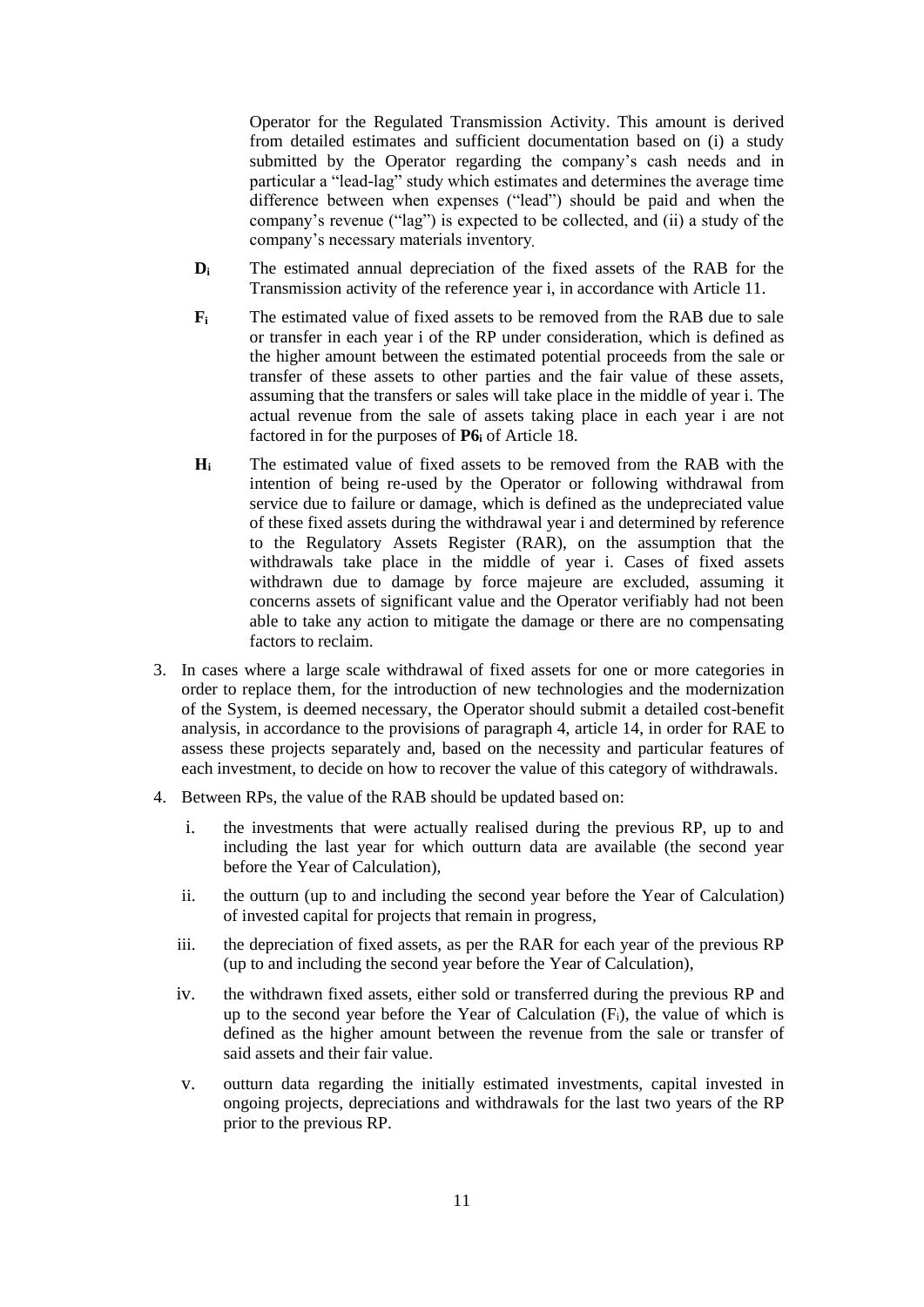Operator for the Regulated Transmission Activity. This amount is derived from detailed estimates and sufficient documentation based on (i) a study submitted by the Operator regarding the company's cash needs and in particular a "lead-lag" study which estimates and determines the average time difference between when expenses ("lead") should be paid and when the company's revenue ("lag") is expected to be collected, and (ii) a study of the company's necessary materials inventory.

**$D_i$** The estimated annual depreciation of the fixed assets of the RAB for the Transmission activity of the reference year i, in accordance with Article 11.

**$F_i$** The estimated value of fixed assets to be removed from the RAB due to sale or transfer in each year i of the RP under consideration, which is defined as the higher amount between the estimated potential proceeds from the sale or transfer of these assets to other parties and the fair value of these assets, assuming that the transfers or sales will take place in the middle of year i. The actual revenue from the sale of assets taking place in each year i are not factored in for the purposes of **$P6_i$** of Article 18.

**$H_i$** The estimated value of fixed assets to be removed from the RAB with the intention of being re-used by the Operator or following withdrawal from service due to failure or damage, which is defined as the undepreciated value of these fixed assets during the withdrawal year i and determined by reference to the Regulatory Assets Register (RAR), on the assumption that the withdrawals take place in the middle of year i. Cases of fixed assets withdrawn due to damage by force majeure are excluded, assuming it concerns assets of significant value and the Operator verifiably had not been able to take any action to mitigate the damage or there are no compensating factors to reclaim.

3. In cases where a large scale withdrawal of fixed assets for one or more categories in order to replace them, for the introduction of new technologies and the modernization of the System, is deemed necessary, the Operator should submit a detailed cost-benefit analysis, in accordance to the provisions of paragraph 4, article 14, in order for RAE to assess these projects separately and, based on the necessity and particular features of each investment, to decide on how to recover the value of this category of withdrawals.

4. Between RPs, the value of the RAB should be updated based on:

   i. the investments that were actually realised during the previous RP, up to and including the last year for which outturn data are available (the second year before the Year of Calculation),

   ii. the outturn (up to and including the second year before the Year of Calculation) of invested capital for projects that remain in progress,

   iii. the depreciation of fixed assets, as per the RAR for each year of the previous RP (up to and including the second year before the Year of Calculation),

   iv. the withdrawn fixed assets, either sold or transferred during the previous RP and up to the second year before the Year of Calculation ($F_i$), the value of which is defined as the higher amount between the revenue from the sale or transfer of said assets and their fair value.

   v. outturn data regarding the initially estimated investments, capital invested in ongoing projects, depreciations and withdrawals for the last two years of the RP prior to the previous RP.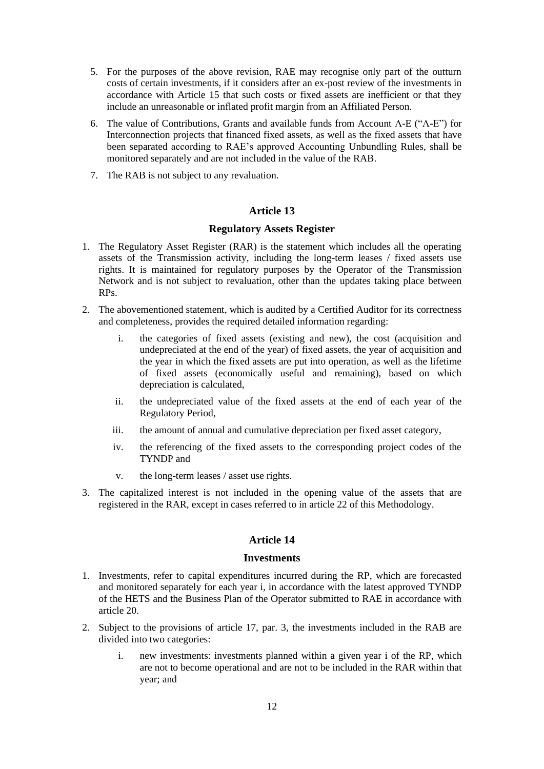5. For the purposes of the above revision, RAE may recognise only part of the outturn costs of certain investments, if it considers after an ex-post review of the investments in accordance with Article 15 that such costs or fixed assets are inefficient or that they include an unreasonable or inflated profit margin from an Affiliated Person.

6. The value of Contributions, Grants and available funds from Account Λ-Ε ("Λ-Ε") for Interconnection projects that financed fixed assets, as well as the fixed assets that have been separated according to RAE's approved Accounting Unbundling Rules, shall be monitored separately and are not included in the value of the RAB.

7. The RAB is not subject to any revaluation.

## Article 13

### Regulatory Assets Register

1. The Regulatory Asset Register (RAR) is the statement which includes all the operating assets of the Transmission activity, including the long-term leases / fixed assets use rights. It is maintained for regulatory purposes by the Operator of the Transmission Network and is not subject to revaluation, other than the updates taking place between RPs.

2. The abovementioned statement, which is audited by a Certified Auditor for its correctness and completeness, provides the required detailed information regarding:

   i. the categories of fixed assets (existing and new), the cost (acquisition and undepreciated at the end of the year) of fixed assets, the year of acquisition and the year in which the fixed assets are put into operation, as well as the lifetime of fixed assets (economically useful and remaining), based on which depreciation is calculated,

   ii. the undepreciated value of the fixed assets at the end of each year of the Regulatory Period,

   iii. the amount of annual and cumulative depreciation per fixed asset category,

   iv. the referencing of the fixed assets to the corresponding project codes of the TYNDP and

   v. the long-term leases / asset use rights.

3. The capitalized interest is not included in the opening value of the assets that are registered in the RAR, except in cases referred to in article 22 of this Methodology.

## Article 14

### Investments

1. Investments, refer to capital expenditures incurred during the RP, which are forecasted and monitored separately for each year i, in accordance with the latest approved TYNDP of the HETS and the Business Plan of the Operator submitted to RAE in accordance with article 20.

2. Subject to the provisions of article 17, par. 3, the investments included in the RAB are divided into two categories:

   i. new investments: investments planned within a given year i of the RP, which are not to become operational and are not to be included in the RAR within that year; and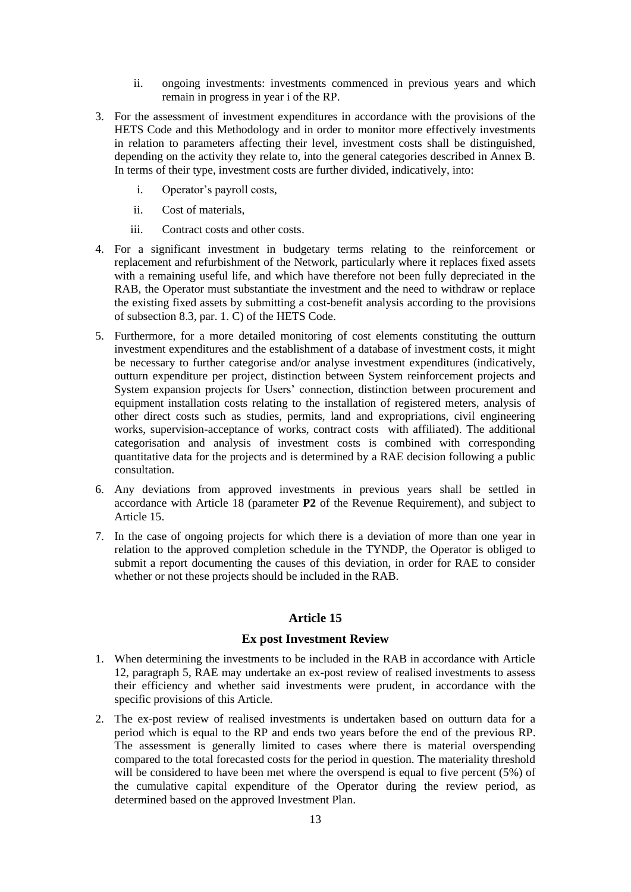ii. ongoing investments: investments commenced in previous years and which remain in progress in year i of the RP.

3. For the assessment of investment expenditures in accordance with the provisions of the HETS Code and this Methodology and in order to monitor more effectively investments in relation to parameters affecting their level, investment costs shall be distinguished, depending on the activity they relate to, into the general categories described in Annex B. In terms of their type, investment costs are further divided, indicatively, into:

   i. Operator's payroll costs,

   ii. Cost of materials,

   iii. Contract costs and other costs.

4. For a significant investment in budgetary terms relating to the reinforcement or replacement and refurbishment of the Network, particularly where it replaces fixed assets with a remaining useful life, and which have therefore not been fully depreciated in the RAB, the Operator must substantiate the investment and the need to withdraw or replace the existing fixed assets by submitting a cost-benefit analysis according to the provisions of subsection 8.3, par. 1. C) of the HETS Code.

5. Furthermore, for a more detailed monitoring of cost elements constituting the outturn investment expenditures and the establishment of a database of investment costs, it might be necessary to further categorise and/or analyse investment expenditures (indicatively, outturn expenditure per project, distinction between System reinforcement projects and System expansion projects for Users' connection, distinction between procurement and equipment installation costs relating to the installation of registered meters, analysis of other direct costs such as studies, permits, land and expropriations, civil engineering works, supervision-acceptance of works, contract costs with affiliated). The additional categorisation and analysis of investment costs is combined with corresponding quantitative data for the projects and is determined by a RAE decision following a public consultation.

6. Any deviations from approved investments in previous years shall be settled in accordance with Article 18 (parameter **P2** of the Revenue Requirement), and subject to Article 15.

7. In the case of ongoing projects for which there is a deviation of more than one year in relation to the approved completion schedule in the TYNDP, the Operator is obliged to submit a report documenting the causes of this deviation, in order for RAE to consider whether or not these projects should be included in the RAB.

## Article 15

### Ex post Investment Review

1. When determining the investments to be included in the RAB in accordance with Article 12, paragraph 5, RAE may undertake an ex-post review of realised investments to assess their efficiency and whether said investments were prudent, in accordance with the specific provisions of this Article.

2. The ex-post review of realised investments is undertaken based on outturn data for a period which is equal to the RP and ends two years before the end of the previous RP. The assessment is generally limited to cases where there is material overspending compared to the total forecasted costs for the period in question. The materiality threshold will be considered to have been met where the overspend is equal to five percent (5%) of the cumulative capital expenditure of the Operator during the review period, as determined based on the approved Investment Plan.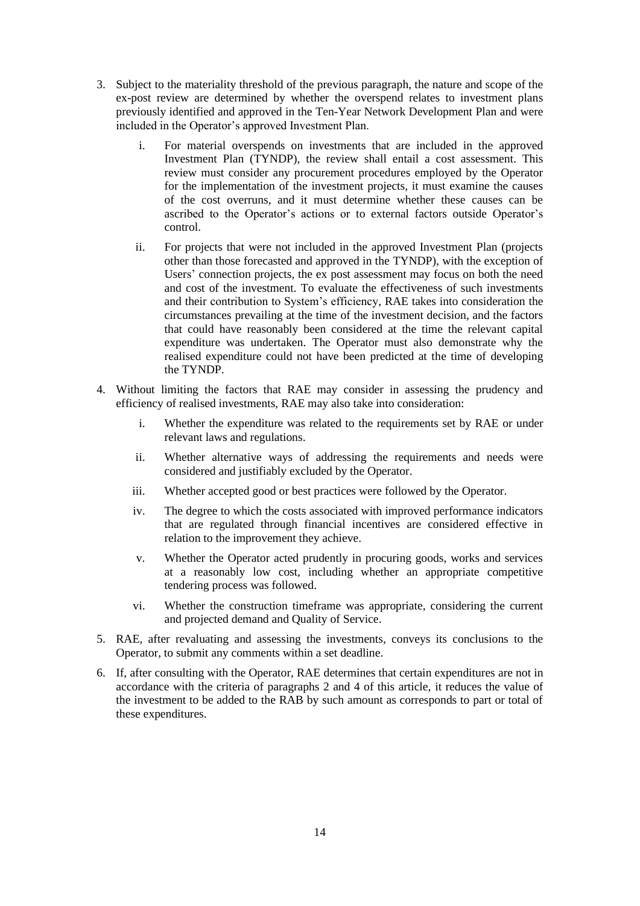3. Subject to the materiality threshold of the previous paragraph, the nature and scope of the ex-post review are determined by whether the overspend relates to investment plans previously identified and approved in the Ten-Year Network Development Plan and were included in the Operator's approved Investment Plan.

    i. For material overspends on investments that are included in the approved Investment Plan (TYNDP), the review shall entail a cost assessment. This review must consider any procurement procedures employed by the Operator for the implementation of the investment projects, it must examine the causes of the cost overruns, and it must determine whether these causes can be ascribed to the Operator's actions or to external factors outside Operator's control.

    ii. For projects that were not included in the approved Investment Plan (projects other than those forecasted and approved in the TYNDP), with the exception of Users' connection projects, the ex post assessment may focus on both the need and cost of the investment. To evaluate the effectiveness of such investments and their contribution to System's efficiency, RAE takes into consideration the circumstances prevailing at the time of the investment decision, and the factors that could have reasonably been considered at the time the relevant capital expenditure was undertaken. The Operator must also demonstrate why the realised expenditure could not have been predicted at the time of developing the TYNDP.

4. Without limiting the factors that RAE may consider in assessing the prudency and efficiency of realised investments, RAE may also take into consideration:

    i. Whether the expenditure was related to the requirements set by RAE or under relevant laws and regulations.

    ii. Whether alternative ways of addressing the requirements and needs were considered and justifiably excluded by the Operator.

    iii. Whether accepted good or best practices were followed by the Operator.

    iv. The degree to which the costs associated with improved performance indicators that are regulated through financial incentives are considered effective in relation to the improvement they achieve.

    v. Whether the Operator acted prudently in procuring goods, works and services at a reasonably low cost, including whether an appropriate competitive tendering process was followed.

    vi. Whether the construction timeframe was appropriate, considering the current and projected demand and Quality of Service.

5. RAE, after revaluating and assessing the investments, conveys its conclusions to the Operator, to submit any comments within a set deadline.

6. If, after consulting with the Operator, RAE determines that certain expenditures are not in accordance with the criteria of paragraphs 2 and 4 of this article, it reduces the value of the investment to be added to the RAB by such amount as corresponds to part or total of these expenditures.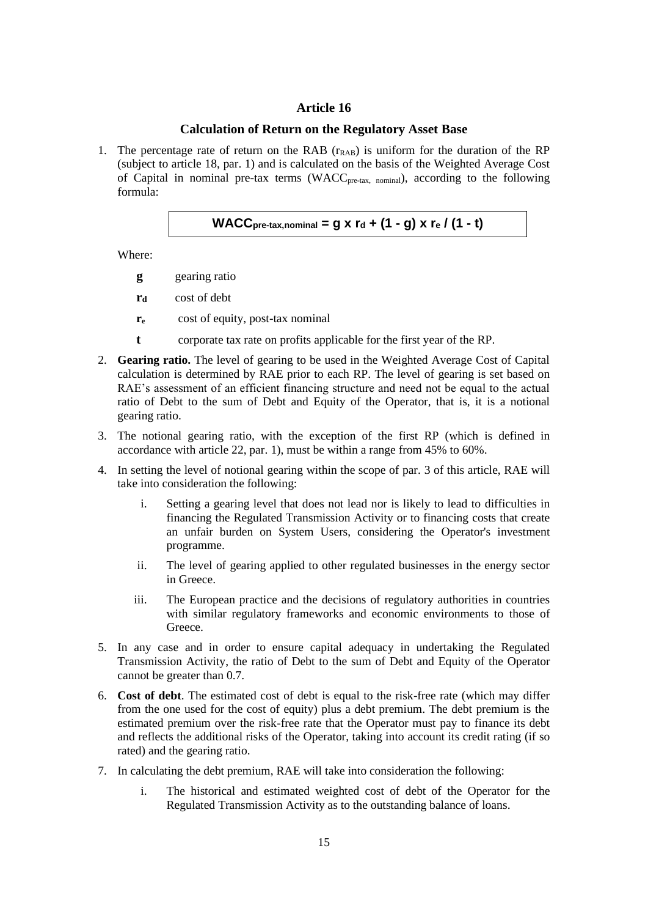## Article 16

### Calculation of Return on the Regulatory Asset Base

1. The percentage rate of return on the RAB ($r_{RAB}$) is uniform for the duration of the RP (subject to article 18, par. 1) and is calculated on the basis of the Weighted Average Cost of Capital in nominal pre-tax terms ($WACC_{pre\text{-}tax,\ nominal}$), according to the following formula:

$$WACC_{pre\text{-}tax,nominal} = g \times r_d + (1 - g) \times r_e / (1 - t)$$

   Where:

   - **g** gearing ratio
   - **$r_d$** cost of debt
   - **$r_e$** cost of equity, post-tax nominal
   - **t** corporate tax rate on profits applicable for the first year of the RP.

2. **Gearing ratio.** The level of gearing to be used in the Weighted Average Cost of Capital calculation is determined by RAE prior to each RP. The level of gearing is set based on RAE's assessment of an efficient financing structure and need not be equal to the actual ratio of Debt to the sum of Debt and Equity of the Operator, that is, it is a notional gearing ratio.

3. The notional gearing ratio, with the exception of the first RP (which is defined in accordance with article 22, par. 1), must be within a range from 45% to 60%.

4. In setting the level of notional gearing within the scope of par. 3 of this article, RAE will take into consideration the following:

   i. Setting a gearing level that does not lead nor is likely to lead to difficulties in financing the Regulated Transmission Activity or to financing costs that create an unfair burden on System Users, considering the Operator's investment programme.

   ii. The level of gearing applied to other regulated businesses in the energy sector in Greece.

   iii. The European practice and the decisions of regulatory authorities in countries with similar regulatory frameworks and economic environments to those of Greece.

5. In any case and in order to ensure capital adequacy in undertaking the Regulated Transmission Activity, the ratio of Debt to the sum of Debt and Equity of the Operator cannot be greater than 0.7.

6. **Cost of debt**. The estimated cost of debt is equal to the risk-free rate (which may differ from the one used for the cost of equity) plus a debt premium. The debt premium is the estimated premium over the risk-free rate that the Operator must pay to finance its debt and reflects the additional risks of the Operator, taking into account its credit rating (if so rated) and the gearing ratio.

7. In calculating the debt premium, RAE will take into consideration the following:

   i. The historical and estimated weighted cost of debt of the Operator for the Regulated Transmission Activity as to the outstanding balance of loans.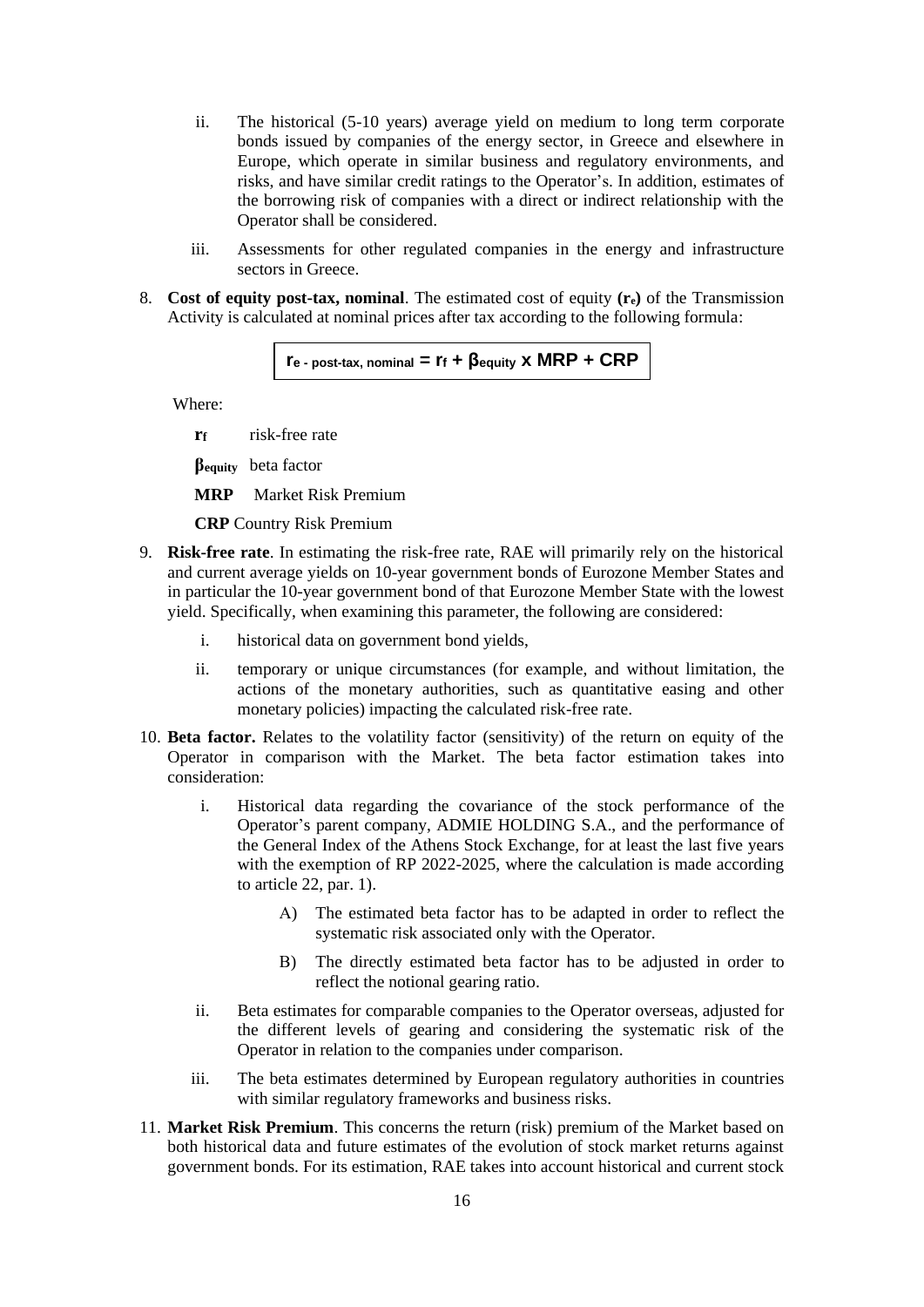ii. The historical (5-10 years) average yield on medium to long term corporate bonds issued by companies of the energy sector, in Greece and elsewhere in Europe, which operate in similar business and regulatory environments, and risks, and have similar credit ratings to the Operator's. In addition, estimates of the borrowing risk of companies with a direct or indirect relationship with the Operator shall be considered.

iii. Assessments for other regulated companies in the energy and infrastructure sectors in Greece.

8. **Cost of equity post-tax, nominal**. The estimated cost of equity **($r_e$)** of the Transmission Activity is calculated at nominal prices after tax according to the following formula:

$$r_{e\text{ - post-tax, nominal}} = r_f + \beta_{equity} \times MRP + CRP$$

Where:

- **$r_f$** risk-free rate
- **$\beta_{equity}$** beta factor
- **MRP** Market Risk Premium
- **CRP** Country Risk Premium

9. **Risk-free rate**. In estimating the risk-free rate, RAE will primarily rely on the historical and current average yields on 10-year government bonds of Eurozone Member States and in particular the 10-year government bond of that Eurozone Member State with the lowest yield. Specifically, when examining this parameter, the following are considered:

   i. historical data on government bond yields,

   ii. temporary or unique circumstances (for example, and without limitation, the actions of the monetary authorities, such as quantitative easing and other monetary policies) impacting the calculated risk-free rate.

10. **Beta factor.** Relates to the volatility factor (sensitivity) of the return on equity of the Operator in comparison with the Market. The beta factor estimation takes into consideration:

    i. Historical data regarding the covariance of the stock performance of the Operator's parent company, ADMIE HOLDING S.A., and the performance of the General Index of the Athens Stock Exchange, for at least the last five years with the exemption of RP 2022-2025, where the calculation is made according to article 22, par. 1).

       A) The estimated beta factor has to be adapted in order to reflect the systematic risk associated only with the Operator.

       B) The directly estimated beta factor has to be adjusted in order to reflect the notional gearing ratio.

    ii. Beta estimates for comparable companies to the Operator overseas, adjusted for the different levels of gearing and considering the systematic risk of the Operator in relation to the companies under comparison.

    iii. The beta estimates determined by European regulatory authorities in countries with similar regulatory frameworks and business risks.

11. **Market Risk Premium**. This concerns the return (risk) premium of the Market based on both historical data and future estimates of the evolution of stock market returns against government bonds. For its estimation, RAE takes into account historical and current stock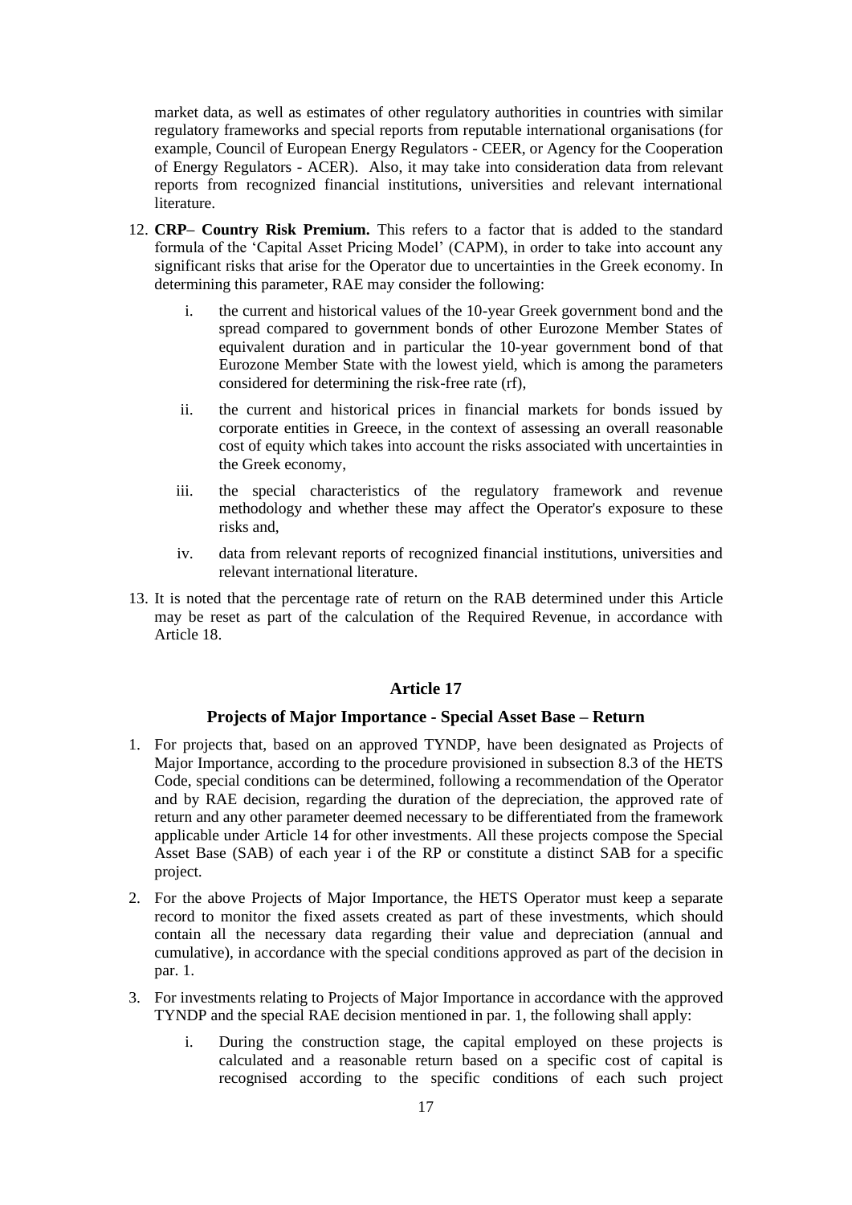market data, as well as estimates of other regulatory authorities in countries with similar regulatory frameworks and special reports from reputable international organisations (for example, Council of European Energy Regulators - CEER, or Agency for the Cooperation of Energy Regulators - ACER). Also, it may take into consideration data from relevant reports from recognized financial institutions, universities and relevant international literature.

12. **CRP– Country Risk Premium.** This refers to a factor that is added to the standard formula of the 'Capital Asset Pricing Model' (CAPM), in order to take into account any significant risks that arise for the Operator due to uncertainties in the Greek economy. In determining this parameter, RAE may consider the following:

    i. the current and historical values of the 10-year Greek government bond and the spread compared to government bonds of other Eurozone Member States of equivalent duration and in particular the 10-year government bond of that Eurozone Member State with the lowest yield, which is among the parameters considered for determining the risk-free rate (rf),

    ii. the current and historical prices in financial markets for bonds issued by corporate entities in Greece, in the context of assessing an overall reasonable cost of equity which takes into account the risks associated with uncertainties in the Greek economy,

    iii. the special characteristics of the regulatory framework and revenue methodology and whether these may affect the Operator's exposure to these risks and,

    iv. data from relevant reports of recognized financial institutions, universities and relevant international literature.

13. It is noted that the percentage rate of return on the RAB determined under this Article may be reset as part of the calculation of the Required Revenue, in accordance with Article 18.

## Article 17

### Projects of Major Importance - Special Asset Base – Return

1. For projects that, based on an approved TYNDP, have been designated as Projects of Major Importance, according to the procedure provisioned in subsection 8.3 of the HETS Code, special conditions can be determined, following a recommendation of the Operator and by RAE decision, regarding the duration of the depreciation, the approved rate of return and any other parameter deemed necessary to be differentiated from the framework applicable under Article 14 for other investments. All these projects compose the Special Asset Base (SAB) of each year i of the RP or constitute a distinct SAB for a specific project.

2. For the above Projects of Major Importance, the HETS Operator must keep a separate record to monitor the fixed assets created as part of these investments, which should contain all the necessary data regarding their value and depreciation (annual and cumulative), in accordance with the special conditions approved as part of the decision in par. 1.

3. For investments relating to Projects of Major Importance in accordance with the approved TYNDP and the special RAE decision mentioned in par. 1, the following shall apply:

    i. During the construction stage, the capital employed on these projects is calculated and a reasonable return based on a specific cost of capital is recognised according to the specific conditions of each such project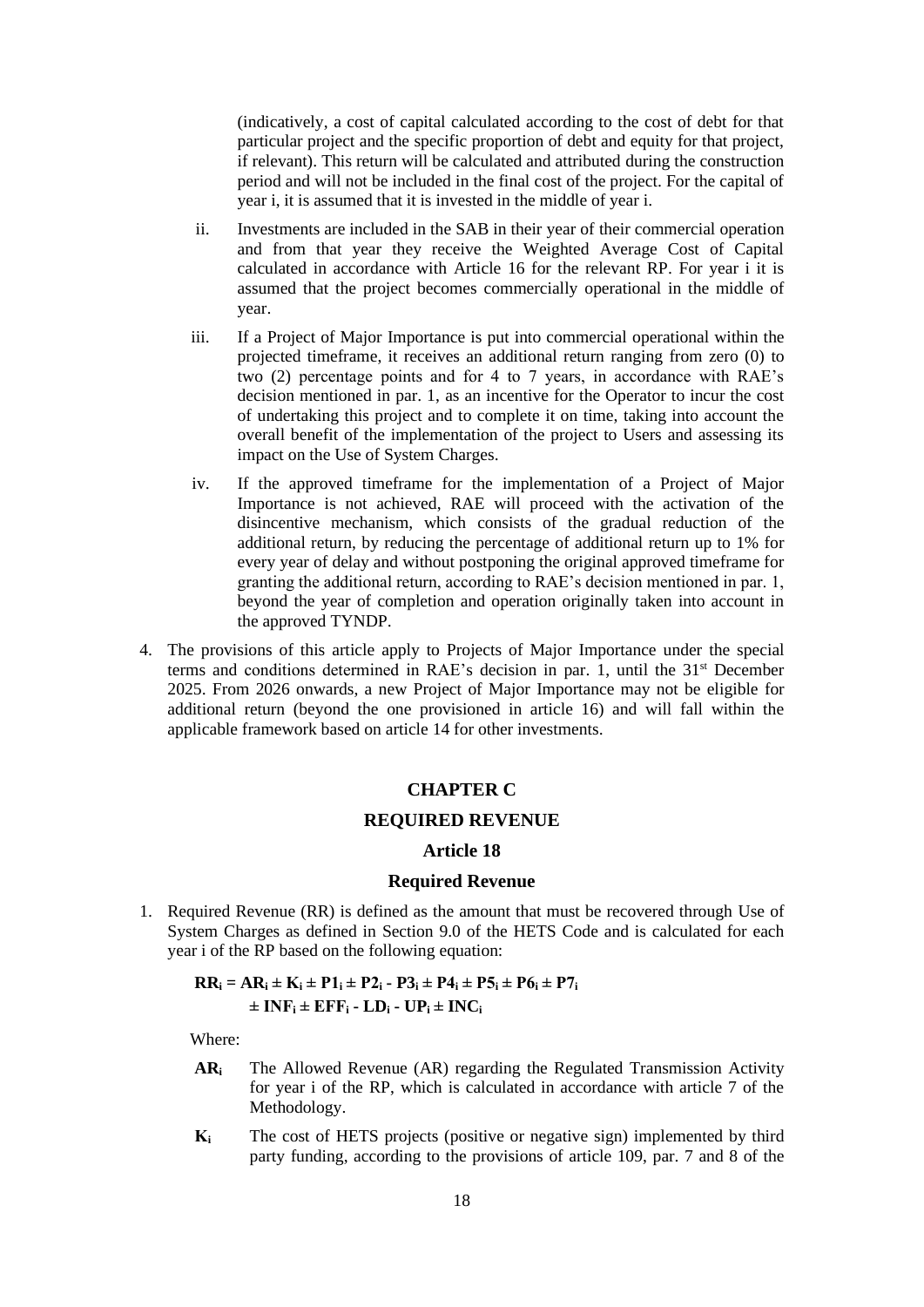(indicatively, a cost of capital calculated according to the cost of debt for that particular project and the specific proportion of debt and equity for that project, if relevant). This return will be calculated and attributed during the construction period and will not be included in the final cost of the project. For the capital of year i, it is assumed that it is invested in the middle of year i.

ii. Investments are included in the SAB in their year of their commercial operation and from that year they receive the Weighted Average Cost of Capital calculated in accordance with Article 16 for the relevant RP. For year i it is assumed that the project becomes commercially operational in the middle of year.

iii. If a Project of Major Importance is put into commercial operational within the projected timeframe, it receives an additional return ranging from zero (0) to two (2) percentage points and for 4 to 7 years, in accordance with RAE's decision mentioned in par. 1, as an incentive for the Operator to incur the cost of undertaking this project and to complete it on time, taking into account the overall benefit of the implementation of the project to Users and assessing its impact on the Use of System Charges.

iv. If the approved timeframe for the implementation of a Project of Major Importance is not achieved, RAE will proceed with the activation of the disincentive mechanism, which consists of the gradual reduction of the additional return, by reducing the percentage of additional return up to 1% for every year of delay and without postponing the original approved timeframe for granting the additional return, according to RAE's decision mentioned in par. 1, beyond the year of completion and operation originally taken into account in the approved TYNDP.

4. The provisions of this article apply to Projects of Major Importance under the special terms and conditions determined in RAE's decision in par. 1, until the 31st December 2025. From 2026 onwards, a new Project of Major Importance may not be eligible for additional return (beyond the one provisioned in article 16) and will fall within the applicable framework based on article 14 for other investments.

## CHAPTER C

## REQUIRED REVENUE

### Article 18

### Required Revenue

1. Required Revenue (RR) is defined as the amount that must be recovered through Use of System Charges as defined in Section 9.0 of the HETS Code and is calculated for each year i of the RP based on the following equation:

$$\mathbf{RR_i = AR_i \pm K_i \pm P1_i \pm P2_i - P3_i \pm P4_i \pm P5_i \pm P6_i \pm P7_i \pm INF_i \pm EFF_i - LD_i - UP_i \pm INC_i}$$

Where:

**$AR_i$** The Allowed Revenue (AR) regarding the Regulated Transmission Activity for year i of the RP, which is calculated in accordance with article 7 of the Methodology.

**$K_i$** The cost of HETS projects (positive or negative sign) implemented by third party funding, according to the provisions of article 109, par. 7 and 8 of the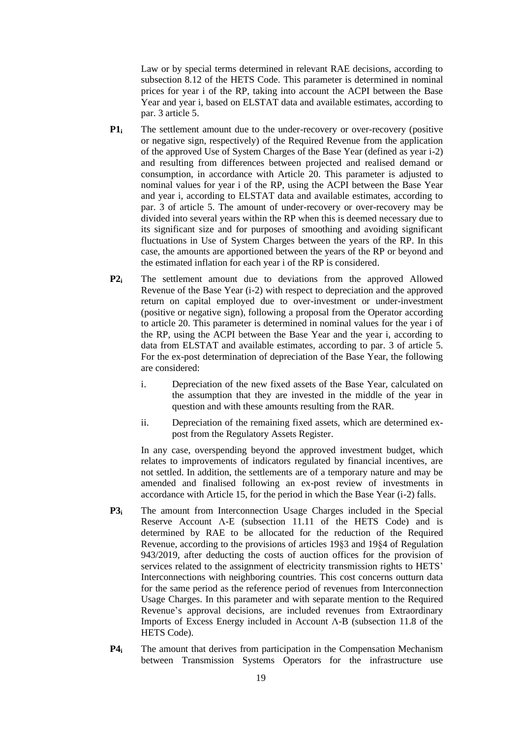Law or by special terms determined in relevant RAE decisions, according to subsection 8.12 of the HETS Code. This parameter is determined in nominal prices for year i of the RP, taking into account the ACPI between the Base Year and year i, based on ELSTAT data and available estimates, according to par. 3 article 5.

**$P1_i$** The settlement amount due to the under-recovery or over-recovery (positive or negative sign, respectively) of the Required Revenue from the application of the approved Use of System Charges of the Base Year (defined as year i-2) and resulting from differences between projected and realised demand or consumption, in accordance with Article 20. This parameter is adjusted to nominal values for year i of the RP, using the ACPI between the Base Year and year i, according to ELSTAT data and available estimates, according to par. 3 of article 5. The amount of under-recovery or over-recovery may be divided into several years within the RP when this is deemed necessary due to its significant size and for purposes of smoothing and avoiding significant fluctuations in Use of System Charges between the years of the RP. In this case, the amounts are apportioned between the years of the RP or beyond and the estimated inflation for each year i of the RP is considered.

**$P2_i$** The settlement amount due to deviations from the approved Allowed Revenue of the Base Year (i-2) with respect to depreciation and the approved return on capital employed due to over-investment or under-investment (positive or negative sign), following a proposal from the Operator according to article 20. This parameter is determined in nominal values for the year i of the RP, using the ACPI between the Base Year and the year i, according to data from ELSTAT and available estimates, according to par. 3 of article 5. For the ex-post determination of depreciation of the Base Year, the following are considered:

i. Depreciation of the new fixed assets of the Base Year, calculated on the assumption that they are invested in the middle of the year in question and with these amounts resulting from the RAR.

ii. Depreciation of the remaining fixed assets, which are determined ex-post from the Regulatory Assets Register.

In any case, overspending beyond the approved investment budget, which relates to improvements of indicators regulated by financial incentives, are not settled. In addition, the settlements are of a temporary nature and may be amended and finalised following an ex-post review of investments in accordance with Article 15, for the period in which the Base Year (i-2) falls.

**$P3_i$** The amount from Interconnection Usage Charges included in the Special Reserve Account Λ-Ε (subsection 11.11 of the HETS Code) and is determined by RAE to be allocated for the reduction of the Required Revenue, according to the provisions of articles 19§3 and 19§4 of Regulation 943/2019, after deducting the costs of auction offices for the provision of services related to the assignment of electricity transmission rights to HETS' Interconnections with neighboring countries. This cost concerns outturn data for the same period as the reference period of revenues from Interconnection Usage Charges. In this parameter and with separate mention to the Required Revenue's approval decisions, are included revenues from Extraordinary Imports of Excess Energy included in Account Λ-Β (subsection 11.8 of the HETS Code).

**$P4_i$** The amount that derives from participation in the Compensation Mechanism between Transmission Systems Operators for the infrastructure use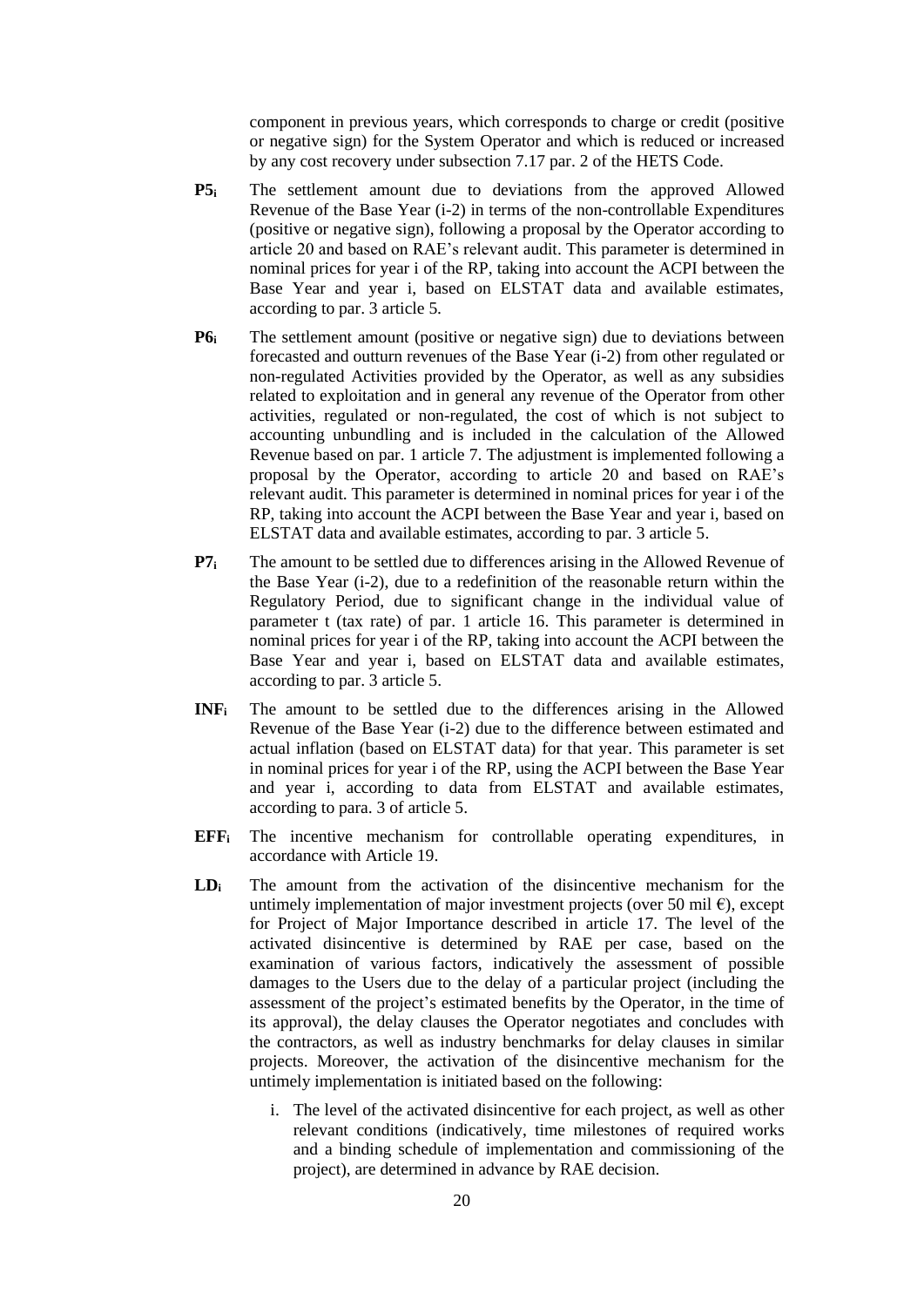component in previous years, which corresponds to charge or credit (positive or negative sign) for the System Operator and which is reduced or increased by any cost recovery under subsection 7.17 par. 2 of the HETS Code.

**$P5_i$** The settlement amount due to deviations from the approved Allowed Revenue of the Base Year (i-2) in terms of the non-controllable Expenditures (positive or negative sign), following a proposal by the Operator according to article 20 and based on RAE's relevant audit. This parameter is determined in nominal prices for year i of the RP, taking into account the ACPI between the Base Year and year i, based on ELSTAT data and available estimates, according to par. 3 article 5.

**$P6_i$** The settlement amount (positive or negative sign) due to deviations between forecasted and outturn revenues of the Base Year (i-2) from other regulated or non-regulated Activities provided by the Operator, as well as any subsidies related to exploitation and in general any revenue of the Operator from other activities, regulated or non-regulated, the cost of which is not subject to accounting unbundling and is included in the calculation of the Allowed Revenue based on par. 1 article 7. The adjustment is implemented following a proposal by the Operator, according to article 20 and based on RAE's relevant audit. This parameter is determined in nominal prices for year i of the RP, taking into account the ACPI between the Base Year and year i, based on ELSTAT data and available estimates, according to par. 3 article 5.

**$P7_i$** The amount to be settled due to differences arising in the Allowed Revenue of the Base Year (i-2), due to a redefinition of the reasonable return within the Regulatory Period, due to significant change in the individual value of parameter t (tax rate) of par. 1 article 16. This parameter is determined in nominal prices for year i of the RP, taking into account the ACPI between the Base Year and year i, based on ELSTAT data and available estimates, according to par. 3 article 5.

**$INF_i$** The amount to be settled due to the differences arising in the Allowed Revenue of the Base Year (i-2) due to the difference between estimated and actual inflation (based on ELSTAT data) for that year. This parameter is set in nominal prices for year i of the RP, using the ACPI between the Base Year and year i, according to data from ELSTAT and available estimates, according to para. 3 of article 5.

**$EFF_i$** The incentive mechanism for controllable operating expenditures, in accordance with Article 19.

**$LD_i$** The amount from the activation of the disincentive mechanism for the untimely implementation of major investment projects (over 50 mil €), except for Project of Major Importance described in article 17. The level of the activated disincentive is determined by RAE per case, based on the examination of various factors, indicatively the assessment of possible damages to the Users due to the delay of a particular project (including the assessment of the project's estimated benefits by the Operator, in the time of its approval), the delay clauses the Operator negotiates and concludes with the contractors, as well as industry benchmarks for delay clauses in similar projects. Moreover, the activation of the disincentive mechanism for the untimely implementation is initiated based on the following:

i. The level of the activated disincentive for each project, as well as other relevant conditions (indicatively, time milestones of required works and a binding schedule of implementation and commissioning of the project), are determined in advance by RAE decision.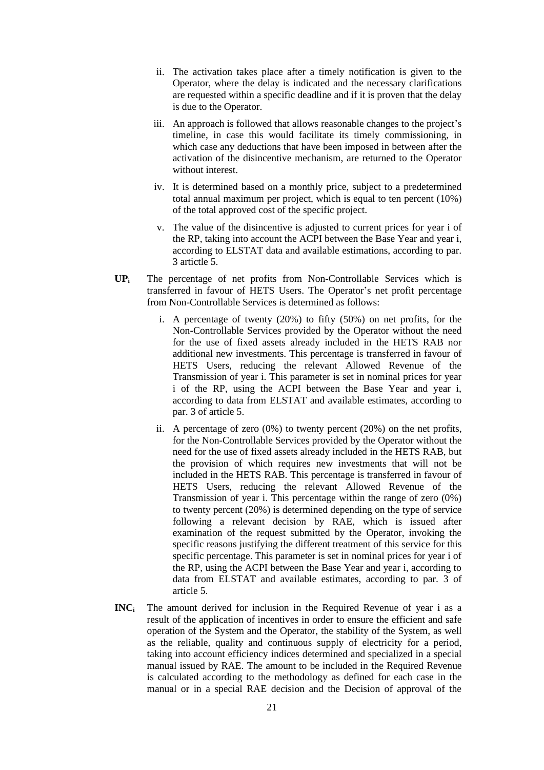ii. The activation takes place after a timely notification is given to the Operator, where the delay is indicated and the necessary clarifications are requested within a specific deadline and if it is proven that the delay is due to the Operator.

iii. An approach is followed that allows reasonable changes to the project's timeline, in case this would facilitate its timely commissioning, in which case any deductions that have been imposed in between after the activation of the disincentive mechanism, are returned to the Operator without interest.

iv. It is determined based on a monthly price, subject to a predetermined total annual maximum per project, which is equal to ten percent (10%) of the total approved cost of the specific project.

v. The value of the disincentive is adjusted to current prices for year i of the RP, taking into account the ACPI between the Base Year and year i, according to ELSTAT data and available estimations, according to par. 3 artictle 5.

**$UP_i$** The percentage of net profits from Non-Controllable Services which is transferred in favour of HETS Users. The Operator's net profit percentage from Non-Controllable Services is determined as follows:

i. A percentage of twenty (20%) to fifty (50%) on net profits, for the Non-Controllable Services provided by the Operator without the need for the use of fixed assets already included in the HETS RAB nor additional new investments. This percentage is transferred in favour of HETS Users, reducing the relevant Allowed Revenue of the Transmission of year i. This parameter is set in nominal prices for year i of the RP, using the ACPI between the Base Year and year i, according to data from ELSTAT and available estimates, according to par. 3 of article 5.

ii. A percentage of zero (0%) to twenty percent (20%) on the net profits, for the Non-Controllable Services provided by the Operator without the need for the use of fixed assets already included in the HETS RAB, but the provision of which requires new investments that will not be included in the HETS RAB. This percentage is transferred in favour of HETS Users, reducing the relevant Allowed Revenue of the Transmission of year i. This percentage within the range of zero (0%) to twenty percent (20%) is determined depending on the type of service following a relevant decision by RAE, which is issued after examination of the request submitted by the Operator, invoking the specific reasons justifying the different treatment of this service for this specific percentage. This parameter is set in nominal prices for year i of the RP, using the ACPI between the Base Year and year i, according to data from ELSTAT and available estimates, according to par. 3 of article 5.

**$INC_i$** The amount derived for inclusion in the Required Revenue of year i as a result of the application of incentives in order to ensure the efficient and safe operation of the System and the Operator, the stability of the System, as well as the reliable, quality and continuous supply of electricity for a period, taking into account efficiency indices determined and specialized in a special manual issued by RAE. The amount to be included in the Required Revenue is calculated according to the methodology as defined for each case in the manual or in a special RAE decision and the Decision of approval of the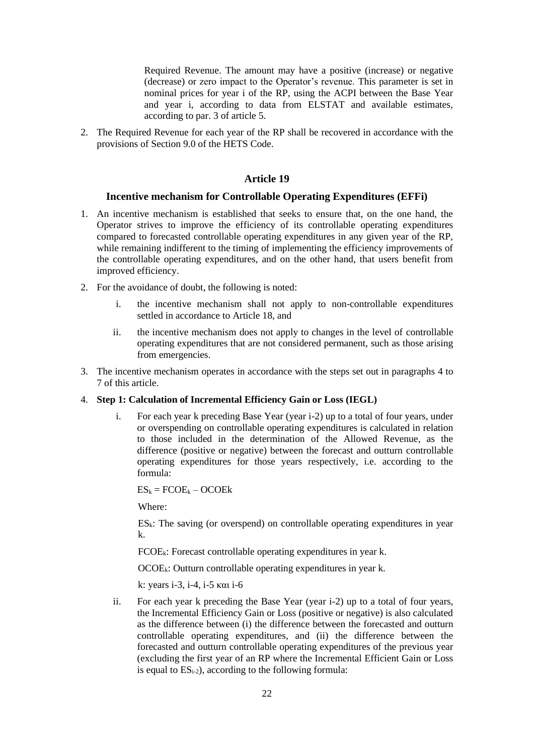Required Revenue. The amount may have a positive (increase) or negative (decrease) or zero impact to the Operator's revenue. This parameter is set in nominal prices for year i of the RP, using the ACPI between the Base Year and year i, according to data from ELSTAT and available estimates, according to par. 3 of article 5.

2. The Required Revenue for each year of the RP shall be recovered in accordance with the provisions of Section 9.0 of the HETS Code.

## Article 19

### Incentive mechanism for Controllable Operating Expenditures (EFFi)

1. An incentive mechanism is established that seeks to ensure that, on the one hand, the Operator strives to improve the efficiency of its controllable operating expenditures compared to forecasted controllable operating expenditures in any given year of the RP, while remaining indifferent to the timing of implementing the efficiency improvements of the controllable operating expenditures, and on the other hand, that users benefit from improved efficiency.

2. For the avoidance of doubt, the following is noted:

   i. the incentive mechanism shall not apply to non-controllable expenditures settled in accordance to Article 18, and

   ii. the incentive mechanism does not apply to changes in the level of controllable operating expenditures that are not considered permanent, such as those arising from emergencies.

3. The incentive mechanism operates in accordance with the steps set out in paragraphs 4 to 7 of this article.

4. **Step 1: Calculation of Incremental Efficiency Gain or Loss (IEGL)**

   i. For each year k preceding Base Year (year i-2) up to a total of four years, under or overspending on controllable operating expenditures is calculated in relation to those included in the determination of the Allowed Revenue, as the difference (positive or negative) between the forecast and outturn controllable operating expenditures for those years respectively, i.e. according to the formula:

   $ES_k = FCOE_k – OCOEk$

   Where:

   $ES_k$: The saving (or overspend) on controllable operating expenditures in year k.

   $FCOE_k$: Forecast controllable operating expenditures in year k.

   $OCOE_k$: Outturn controllable operating expenditures in year k.

   k: years i-3, i-4, i-5 και i-6

   ii. For each year k preceding the Base Year (year i-2) up to a total of four years, the Incremental Efficiency Gain or Loss (positive or negative) is also calculated as the difference between (i) the difference between the forecasted and outturn controllable operating expenditures, and (ii) the difference between the forecasted and outturn controllable operating expenditures of the previous year (excluding the first year of an RP where the Incremental Efficient Gain or Loss is equal to $ES_{i-2}$), according to the following formula: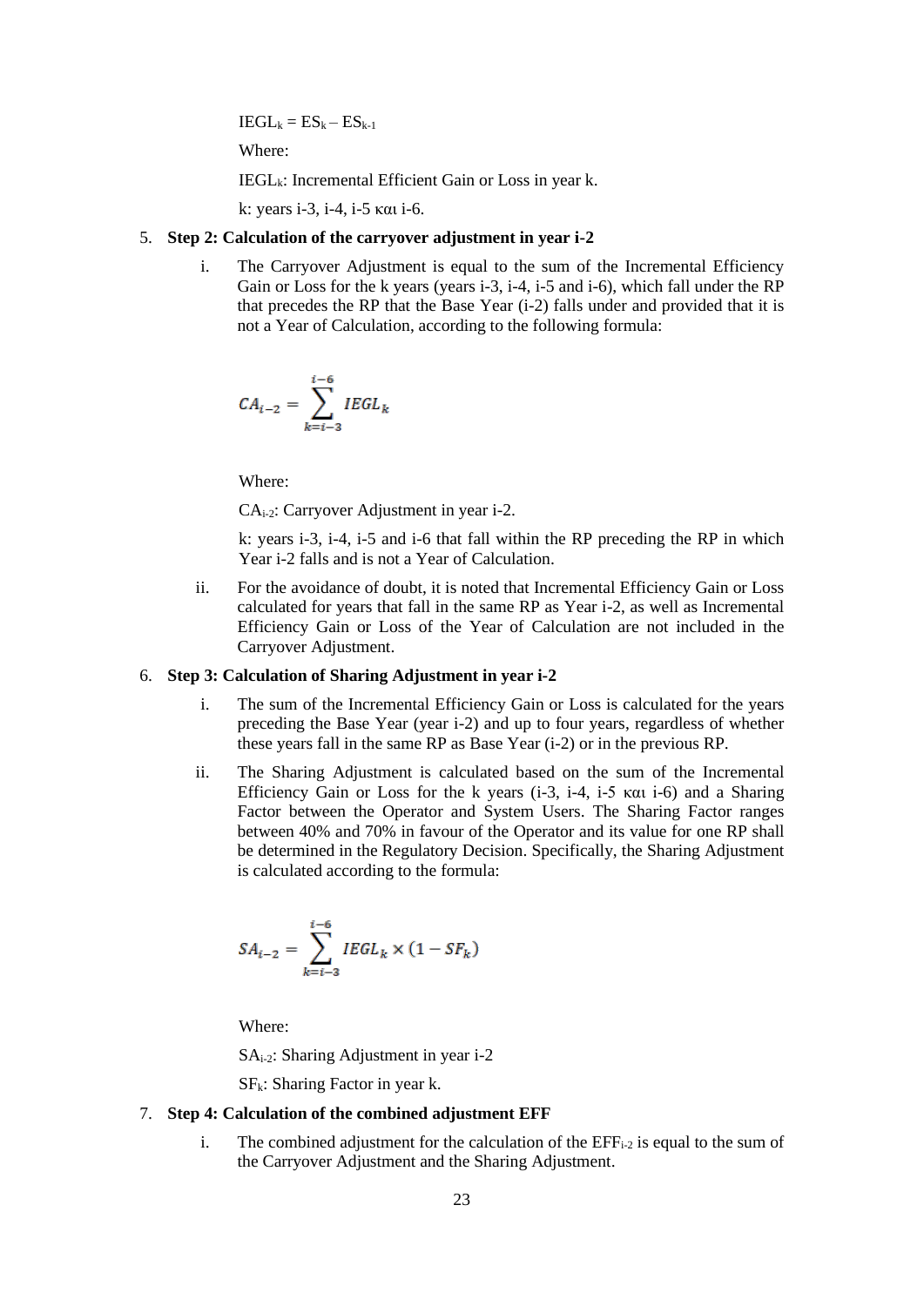$IEGL_k = ES_k – ES_{k-1}$

Where:

$IEGL_k$: Incremental Efficient Gain or Loss in year k.

k: years i-3, i-4, i-5 και i-6.

5. **Step 2: Calculation of the carryover adjustment in year i-2**

   i. The Carryover Adjustment is equal to the sum of the Incremental Efficiency Gain or Loss for the k years (years i-3, i-4, i-5 and i-6), which fall under the RP that precedes the RP that the Base Year (i-2) falls under and provided that it is not a Year of Calculation, according to the following formula:

$$CA_{i-2} = \sum_{k=i-3}^{i-6} IEGL_k$$

   Where:

   $CA_{i-2}$: Carryover Adjustment in year i-2.

   k: years i-3, i-4, i-5 and i-6 that fall within the RP preceding the RP in which Year i-2 falls and is not a Year of Calculation.

   ii. For the avoidance of doubt, it is noted that Incremental Efficiency Gain or Loss calculated for years that fall in the same RP as Year i-2, as well as Incremental Efficiency Gain or Loss of the Year of Calculation are not included in the Carryover Adjustment.

6. **Step 3: Calculation of Sharing Adjustment in year i-2**

   i. The sum of the Incremental Efficiency Gain or Loss is calculated for the years preceding the Base Year (year i-2) and up to four years, regardless of whether these years fall in the same RP as Base Year (i-2) or in the previous RP.

   ii. The Sharing Adjustment is calculated based on the sum of the Incremental Efficiency Gain or Loss for the k years (i-3, i-4, i-5 και i-6) and a Sharing Factor between the Operator and System Users. The Sharing Factor ranges between 40% and 70% in favour of the Operator and its value for one RP shall be determined in the Regulatory Decision. Specifically, the Sharing Adjustment is calculated according to the formula:

$$SA_{i-2} = \sum_{k=i-3}^{i-6} IEGL_k \times (1 - SF_k)$$

   Where:

   $SA_{i-2}$: Sharing Adjustment in year i-2

   $SF_k$: Sharing Factor in year k.

7. **Step 4: Calculation of the combined adjustment EFF**

   i. The combined adjustment for the calculation of the $EFF_{i-2}$ is equal to the sum of the Carryover Adjustment and the Sharing Adjustment.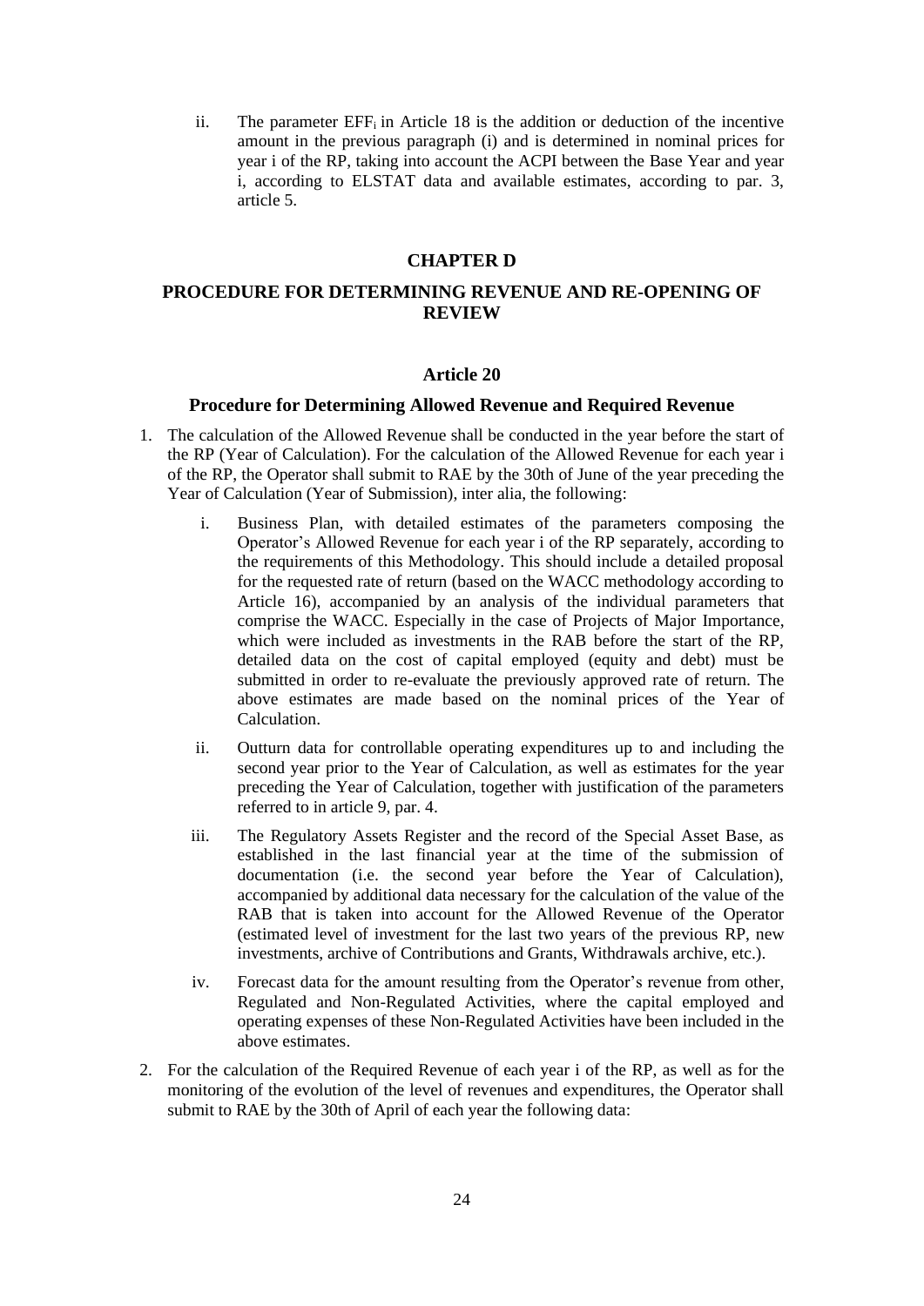ii. The parameter $EFF_i$ in Article 18 is the addition or deduction of the incentive amount in the previous paragraph (i) and is determined in nominal prices for year i of the RP, taking into account the ACPI between the Base Year and year i, according to ELSTAT data and available estimates, according to par. 3, article 5.

## CHAPTER D

## PROCEDURE FOR DETERMINING REVENUE AND RE-OPENING OF REVIEW

### Article 20

### Procedure for Determining Allowed Revenue and Required Revenue

1. The calculation of the Allowed Revenue shall be conducted in the year before the start of the RP (Year of Calculation). For the calculation of the Allowed Revenue for each year i of the RP, the Operator shall submit to RAE by the 30th of June of the year preceding the Year of Calculation (Year of Submission), inter alia, the following:

   i. Business Plan, with detailed estimates of the parameters composing the Operator's Allowed Revenue for each year i of the RP separately, according to the requirements of this Methodology. This should include a detailed proposal for the requested rate of return (based on the WACC methodology according to Article 16), accompanied by an analysis of the individual parameters that comprise the WACC. Especially in the case of Projects of Major Importance, which were included as investments in the RAB before the start of the RP, detailed data on the cost of capital employed (equity and debt) must be submitted in order to re-evaluate the previously approved rate of return. The above estimates are made based on the nominal prices of the Year of Calculation.

   ii. Outturn data for controllable operating expenditures up to and including the second year prior to the Year of Calculation, as well as estimates for the year preceding the Year of Calculation, together with justification of the parameters referred to in article 9, par. 4.

   iii. The Regulatory Assets Register and the record of the Special Asset Base, as established in the last financial year at the time of the submission of documentation (i.e. the second year before the Year of Calculation), accompanied by additional data necessary for the calculation of the value of the RAB that is taken into account for the Allowed Revenue of the Operator (estimated level of investment for the last two years of the previous RP, new investments, archive of Contributions and Grants, Withdrawals archive, etc.).

   iv. Forecast data for the amount resulting from the Operator's revenue from other, Regulated and Non-Regulated Activities, where the capital employed and operating expenses of these Non-Regulated Activities have been included in the above estimates.

2. For the calculation of the Required Revenue of each year i of the RP, as well as for the monitoring of the evolution of the level of revenues and expenditures, the Operator shall submit to RAE by the 30th of April of each year the following data: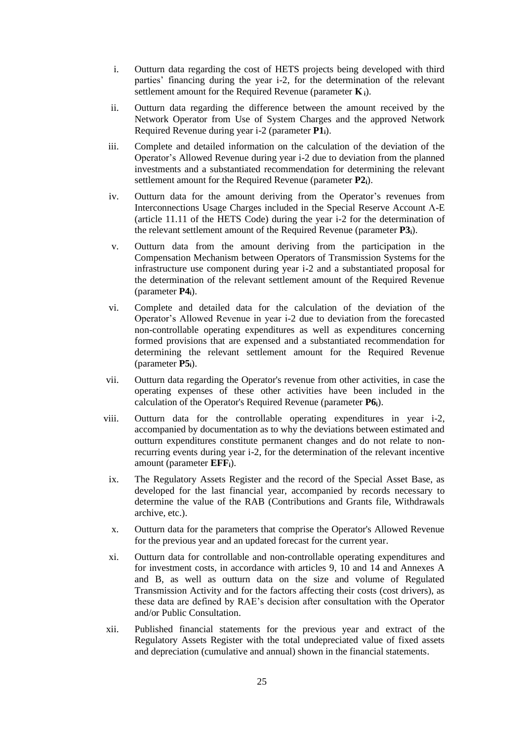i. Outturn data regarding the cost of HETS projects being developed with third parties' financing during the year i-2, for the determination of the relevant settlement amount for the Required Revenue (parameter $\mathbf{K}_i$).

ii. Outturn data regarding the difference between the amount received by the Network Operator from Use of System Charges and the approved Network Required Revenue during year i-2 (parameter $\mathbf{P1}_i$).

iii. Complete and detailed information on the calculation of the deviation of the Operator's Allowed Revenue during year i-2 due to deviation from the planned investments and a substantiated recommendation for determining the relevant settlement amount for the Required Revenue (parameter $\mathbf{P2}_i$).

iv. Outturn data for the amount deriving from the Operator's revenues from Interconnections Usage Charges included in the Special Reserve Account Λ-Ε (article 11.11 of the HETS Code) during the year i-2 for the determination of the relevant settlement amount of the Required Revenue (parameter $\mathbf{P3}_i$).

v. Outturn data from the amount deriving from the participation in the Compensation Mechanism between Operators of Transmission Systems for the infrastructure use component during year i-2 and a substantiated proposal for the determination of the relevant settlement amount of the Required Revenue (parameter $\mathbf{P4}_i$).

vi. Complete and detailed data for the calculation of the deviation of the Operator's Allowed Revenue in year i-2 due to deviation from the forecasted non-controllable operating expenditures as well as expenditures concerning formed provisions that are expensed and a substantiated recommendation for determining the relevant settlement amount for the Required Revenue (parameter $\mathbf{P5}_i$).

vii. Outturn data regarding the Operator's revenue from other activities, in case the operating expenses of these other activities have been included in the calculation of the Operator's Required Revenue (parameter $\mathbf{P6}_i$).

viii. Outturn data for the controllable operating expenditures in year i-2, accompanied by documentation as to why the deviations between estimated and outturn expenditures constitute permanent changes and do not relate to non-recurring events during year i-2, for the determination of the relevant incentive amount (parameter $\mathbf{EFF}_i$).

ix. The Regulatory Assets Register and the record of the Special Asset Base, as developed for the last financial year, accompanied by records necessary to determine the value of the RAB (Contributions and Grants file, Withdrawals archive, etc.).

x. Outturn data for the parameters that comprise the Operator's Allowed Revenue for the previous year and an updated forecast for the current year.

xi. Outturn data for controllable and non-controllable operating expenditures and for investment costs, in accordance with articles 9, 10 and 14 and Annexes A and B, as well as outturn data on the size and volume of Regulated Transmission Activity and for the factors affecting their costs (cost drivers), as these data are defined by RAE's decision after consultation with the Operator and/or Public Consultation.

xii. Published financial statements for the previous year and extract of the Regulatory Assets Register with the total undepreciated value of fixed assets and depreciation (cumulative and annual) shown in the financial statements.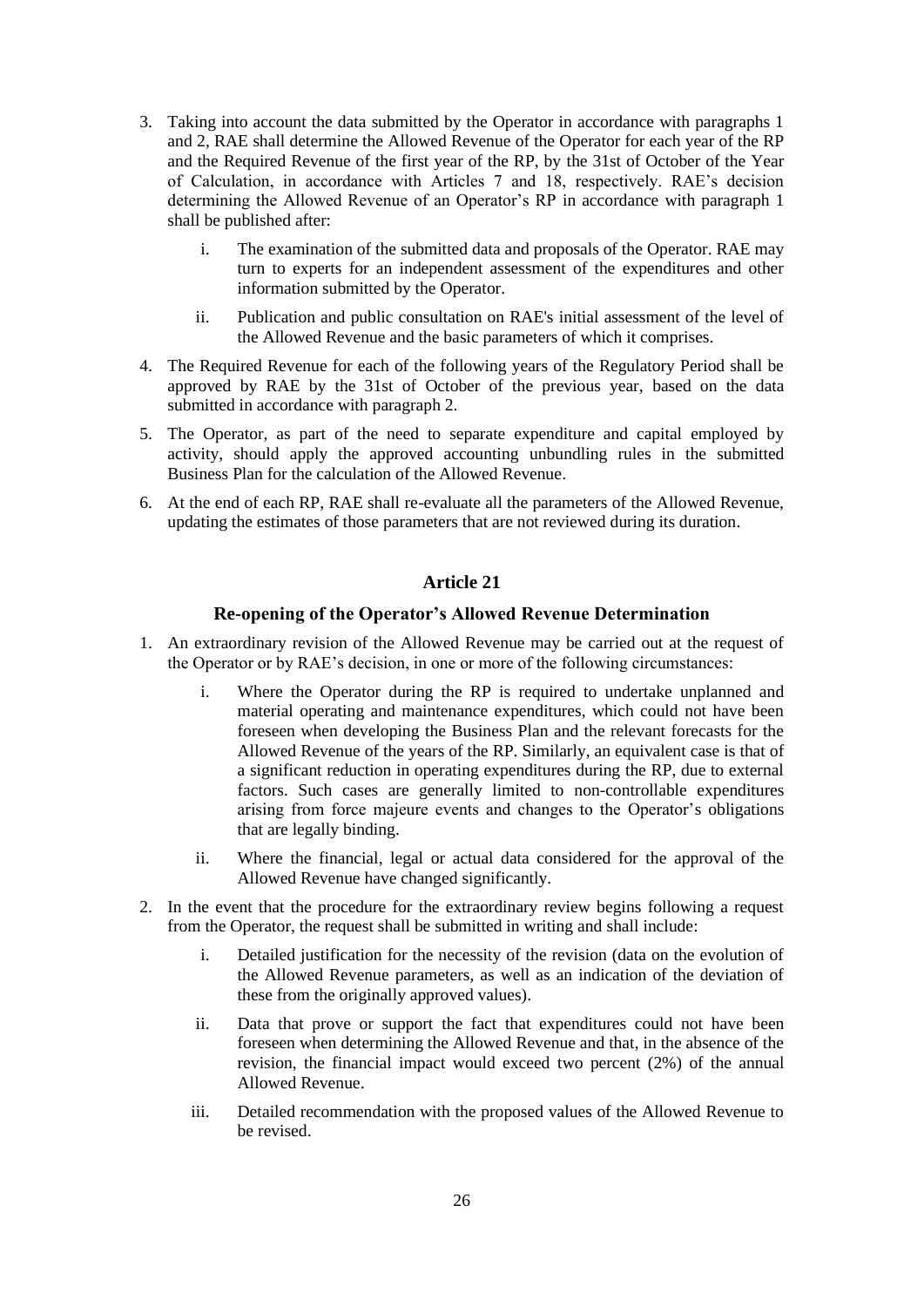3. Taking into account the data submitted by the Operator in accordance with paragraphs 1 and 2, RAE shall determine the Allowed Revenue of the Operator for each year of the RP and the Required Revenue of the first year of the RP, by the 31st of October of the Year of Calculation, in accordance with Articles 7 and 18, respectively. RAE's decision determining the Allowed Revenue of an Operator's RP in accordance with paragraph 1 shall be published after:

   i. The examination of the submitted data and proposals of the Operator. RAE may turn to experts for an independent assessment of the expenditures and other information submitted by the Operator.

   ii. Publication and public consultation on RAE's initial assessment of the level of the Allowed Revenue and the basic parameters of which it comprises.

4. The Required Revenue for each of the following years of the Regulatory Period shall be approved by RAE by the 31st of October of the previous year, based on the data submitted in accordance with paragraph 2.

5. The Operator, as part of the need to separate expenditure and capital employed by activity, should apply the approved accounting unbundling rules in the submitted Business Plan for the calculation of the Allowed Revenue.

6. At the end of each RP, RAE shall re-evaluate all the parameters of the Allowed Revenue, updating the estimates of those parameters that are not reviewed during its duration.

### Article 21

### Re-opening of the Operator's Allowed Revenue Determination

1. An extraordinary revision of the Allowed Revenue may be carried out at the request of the Operator or by RAE's decision, in one or more of the following circumstances:

   i. Where the Operator during the RP is required to undertake unplanned and material operating and maintenance expenditures, which could not have been foreseen when developing the Business Plan and the relevant forecasts for the Allowed Revenue of the years of the RP. Similarly, an equivalent case is that of a significant reduction in operating expenditures during the RP, due to external factors. Such cases are generally limited to non-controllable expenditures arising from force majeure events and changes to the Operator's obligations that are legally binding.

   ii. Where the financial, legal or actual data considered for the approval of the Allowed Revenue have changed significantly.

2. In the event that the procedure for the extraordinary review begins following a request from the Operator, the request shall be submitted in writing and shall include:

   i. Detailed justification for the necessity of the revision (data on the evolution of the Allowed Revenue parameters, as well as an indication of the deviation of these from the originally approved values).

   ii. Data that prove or support the fact that expenditures could not have been foreseen when determining the Allowed Revenue and that, in the absence of the revision, the financial impact would exceed two percent (2%) of the annual Allowed Revenue.

   iii. Detailed recommendation with the proposed values of the Allowed Revenue to be revised.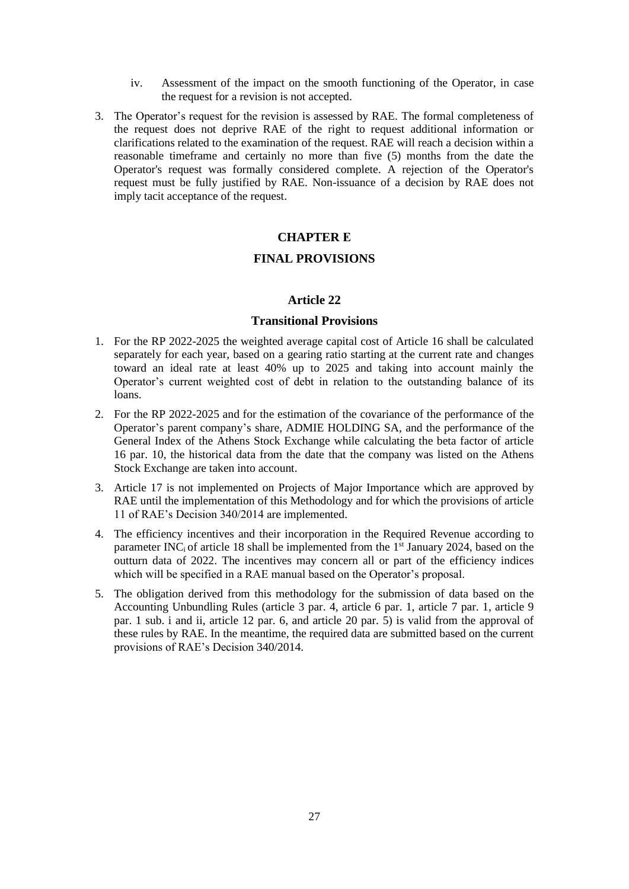iv. Assessment of the impact on the smooth functioning of the Operator, in case the request for a revision is not accepted.

3. The Operator's request for the revision is assessed by RAE. The formal completeness of the request does not deprive RAE of the right to request additional information or clarifications related to the examination of the request. RAE will reach a decision within a reasonable timeframe and certainly no more than five (5) months from the date the Operator's request was formally considered complete. A rejection of the Operator's request must be fully justified by RAE. Non-issuance of a decision by RAE does not imply tacit acceptance of the request.

## CHAPTER E

## FINAL PROVISIONS

### Article 22

### Transitional Provisions

1. For the RP 2022-2025 the weighted average capital cost of Article 16 shall be calculated separately for each year, based on a gearing ratio starting at the current rate and changes toward an ideal rate at least 40% up to 2025 and taking into account mainly the Operator's current weighted cost of debt in relation to the outstanding balance of its loans.

2. For the RP 2022-2025 and for the estimation of the covariance of the performance of the Operator's parent company's share, ADMIE HOLDING SA, and the performance of the General Index of the Athens Stock Exchange while calculating the beta factor of article 16 par. 10, the historical data from the date that the company was listed on the Athens Stock Exchange are taken into account.

3. Article 17 is not implemented on Projects of Major Importance which are approved by RAE until the implementation of this Methodology and for which the provisions of article 11 of RAE's Decision 340/2014 are implemented.

4. The efficiency incentives and their incorporation in the Required Revenue according to parameter $INC_i$ of article 18 shall be implemented from the 1st January 2024, based on the outturn data of 2022. The incentives may concern all or part of the efficiency indices which will be specified in a RAE manual based on the Operator's proposal.

5. The obligation derived from this methodology for the submission of data based on the Accounting Unbundling Rules (article 3 par. 4, article 6 par. 1, article 7 par. 1, article 9 par. 1 sub. i and ii, article 12 par. 6, and article 20 par. 5) is valid from the approval of these rules by RAE. In the meantime, the required data are submitted based on the current provisions of RAE's Decision 340/2014.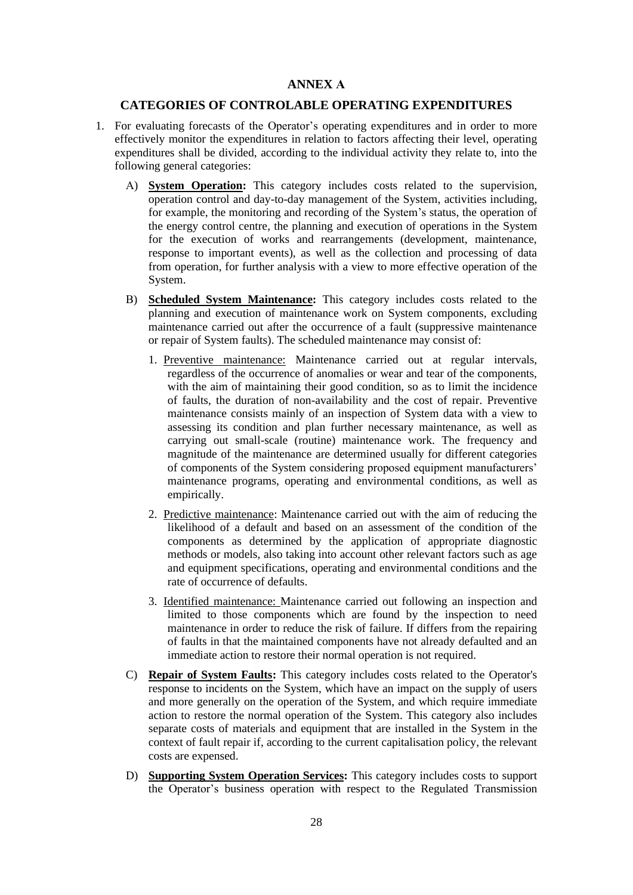# ANNEX A

## CATEGORIES OF CONTROLABLE OPERATING EXPENDITURES

1. For evaluating forecasts of the Operator's operating expenditures and in order to more effectively monitor the expenditures in relation to factors affecting their level, operating expenditures shall be divided, according to the individual activity they relate to, into the following general categories:

   A) **System Operation:** This category includes costs related to the supervision, operation control and day-to-day management of the System, activities including, for example, the monitoring and recording of the System's status, the operation of the energy control centre, the planning and execution of operations in the System for the execution of works and rearrangements (development, maintenance, response to important events), as well as the collection and processing of data from operation, for further analysis with a view to more effective operation of the System.

   B) **Scheduled System Maintenance:** This category includes costs related to the planning and execution of maintenance work on System components, excluding maintenance carried out after the occurrence of a fault (suppressive maintenance or repair of System faults). The scheduled maintenance may consist of:

      1. Preventive maintenance: Maintenance carried out at regular intervals, regardless of the occurrence of anomalies or wear and tear of the components, with the aim of maintaining their good condition, so as to limit the incidence of faults, the duration of non-availability and the cost of repair. Preventive maintenance consists mainly of an inspection of System data with a view to assessing its condition and plan further necessary maintenance, as well as carrying out small-scale (routine) maintenance work. The frequency and magnitude of the maintenance are determined usually for different categories of components of the System considering proposed equipment manufacturers' maintenance programs, operating and environmental conditions, as well as empirically.

      2. Predictive maintenance: Maintenance carried out with the aim of reducing the likelihood of a default and based on an assessment of the condition of the components as determined by the application of appropriate diagnostic methods or models, also taking into account other relevant factors such as age and equipment specifications, operating and environmental conditions and the rate of occurrence of defaults.

      3. Identified maintenance: Maintenance carried out following an inspection and limited to those components which are found by the inspection to need maintenance in order to reduce the risk of failure. If differs from the repairing of faults in that the maintained components have not already defaulted and an immediate action to restore their normal operation is not required.

   C) **Repair of System Faults:** This category includes costs related to the Operator's response to incidents on the System, which have an impact on the supply of users and more generally on the operation of the System, and which require immediate action to restore the normal operation of the System. This category also includes separate costs of materials and equipment that are installed in the System in the context of fault repair if, according to the current capitalisation policy, the relevant costs are expensed.

   D) **Supporting System Operation Services:** This category includes costs to support the Operator's business operation with respect to the Regulated Transmission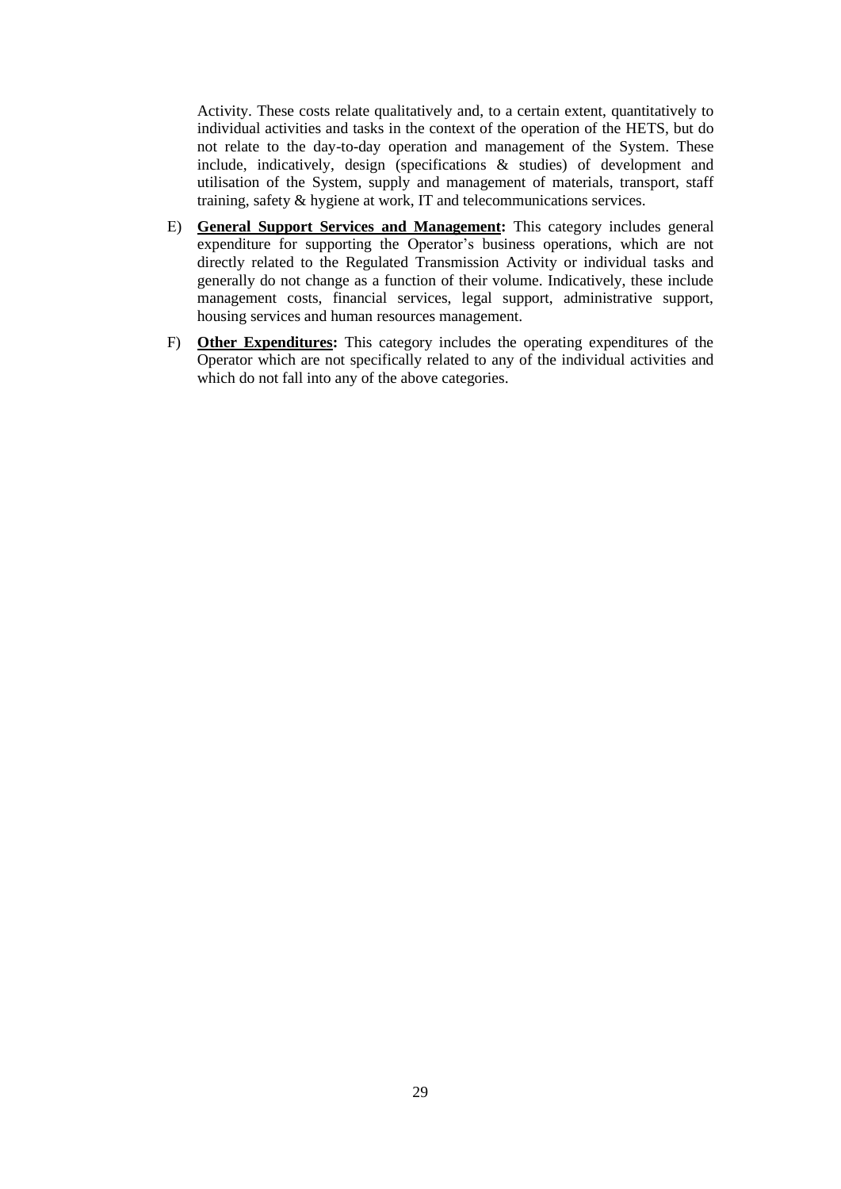Activity. These costs relate qualitatively and, to a certain extent, quantitatively to individual activities and tasks in the context of the operation of the HETS, but do not relate to the day-to-day operation and management of the System. These include, indicatively, design (specifications & studies) of development and utilisation of the System, supply and management of materials, transport, staff training, safety & hygiene at work, IT and telecommunications services.

E) **General Support Services and Management:** This category includes general expenditure for supporting the Operator's business operations, which are not directly related to the Regulated Transmission Activity or individual tasks and generally do not change as a function of their volume. Indicatively, these include management costs, financial services, legal support, administrative support, housing services and human resources management.

F) **Other Expenditures:** This category includes the operating expenditures of the Operator which are not specifically related to any of the individual activities and which do not fall into any of the above categories.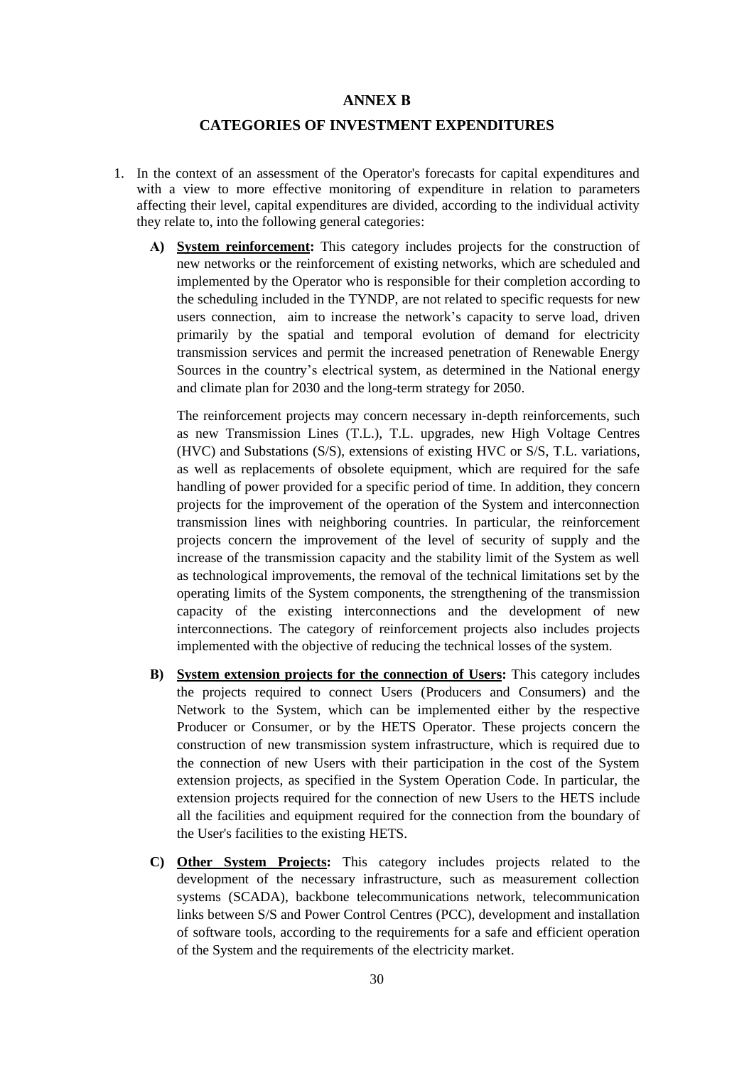# ANNEX B

## CATEGORIES OF INVESTMENT EXPENDITURES

1. In the context of an assessment of the Operator's forecasts for capital expenditures and with a view to more effective monitoring of expenditure in relation to parameters affecting their level, capital expenditures are divided, according to the individual activity they relate to, into the following general categories:

   **A)** **<u>System reinforcement</u>:** This category includes projects for the construction of new networks or the reinforcement of existing networks, which are scheduled and implemented by the Operator who is responsible for their completion according to the scheduling included in the TYNDP, are not related to specific requests for new users connection, aim to increase the network's capacity to serve load, driven primarily by the spatial and temporal evolution of demand for electricity transmission services and permit the increased penetration of Renewable Energy Sources in the country's electrical system, as determined in the National energy and climate plan for 2030 and the long-term strategy for 2050.

   The reinforcement projects may concern necessary in-depth reinforcements, such as new Transmission Lines (T.L.), T.L. upgrades, new High Voltage Centres (HVC) and Substations (S/S), extensions of existing HVC or S/S, T.L. variations, as well as replacements of obsolete equipment, which are required for the safe handling of power provided for a specific period of time. In addition, they concern projects for the improvement of the operation of the System and interconnection transmission lines with neighboring countries. In particular, the reinforcement projects concern the improvement of the level of security of supply and the increase of the transmission capacity and the stability limit of the System as well as technological improvements, the removal of the technical limitations set by the operating limits of the System components, the strengthening of the transmission capacity of the existing interconnections and the development of new interconnections. The category of reinforcement projects also includes projects implemented with the objective of reducing the technical losses of the system.

   **B)** **<u>System extension projects for the connection of Users</u>:** This category includes the projects required to connect Users (Producers and Consumers) and the Network to the System, which can be implemented either by the respective Producer or Consumer, or by the HETS Operator. These projects concern the construction of new transmission system infrastructure, which is required due to the connection of new Users with their participation in the cost of the System extension projects, as specified in the System Operation Code. In particular, the extension projects required for the connection of new Users to the HETS include all the facilities and equipment required for the connection from the boundary of the User's facilities to the existing HETS.

   **C)** **<u>Other System Projects</u>:** This category includes projects related to the development of the necessary infrastructure, such as measurement collection systems (SCADA), backbone telecommunications network, telecommunication links between S/S and Power Control Centres (PCC), development and installation of software tools, according to the requirements for a safe and efficient operation of the System and the requirements of the electricity market.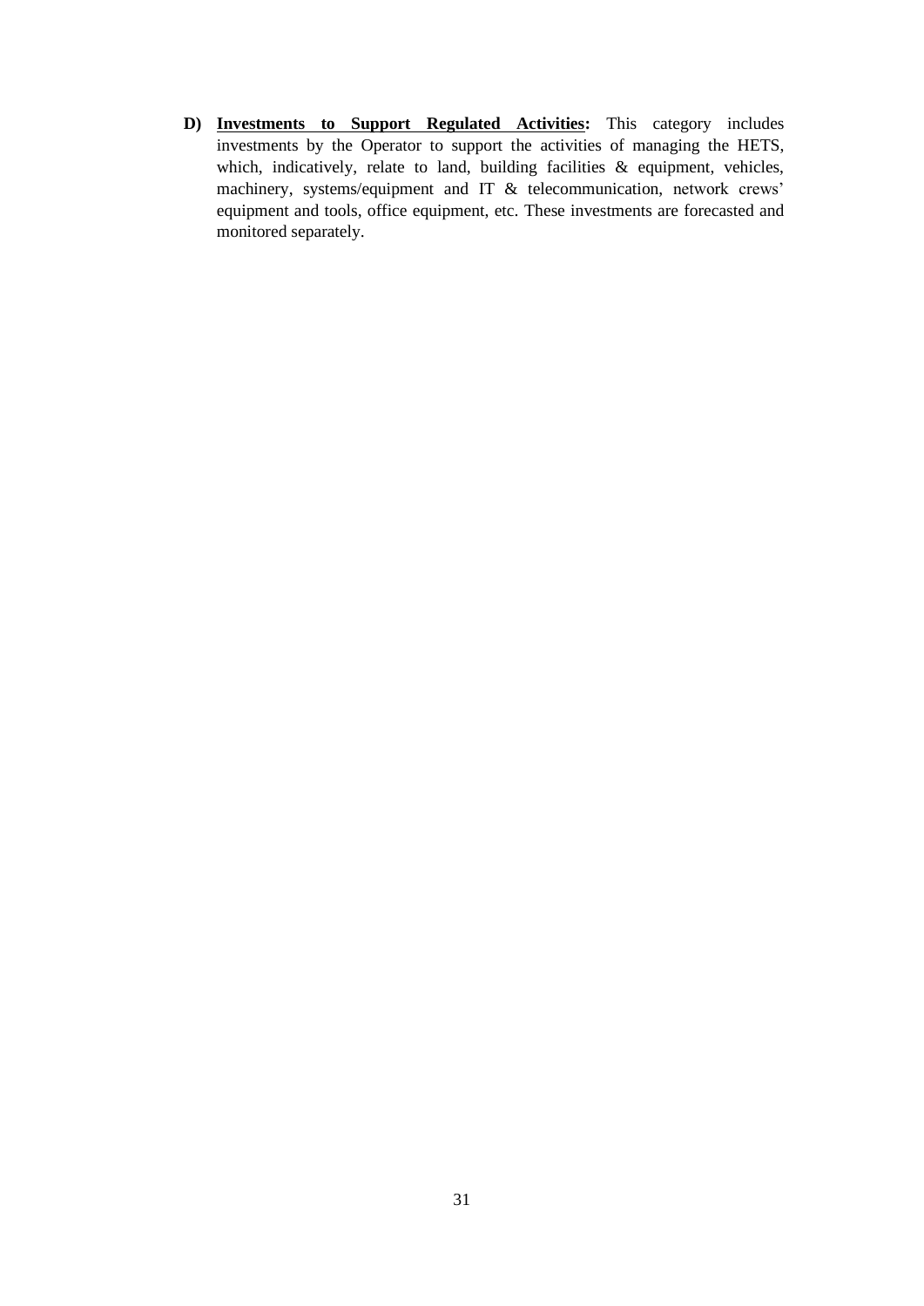**D) Investments to Support Regulated Activities:** This category includes investments by the Operator to support the activities of managing the HETS, which, indicatively, relate to land, building facilities & equipment, vehicles, machinery, systems/equipment and IT & telecommunication, network crews' equipment and tools, office equipment, etc. These investments are forecasted and monitored separately.